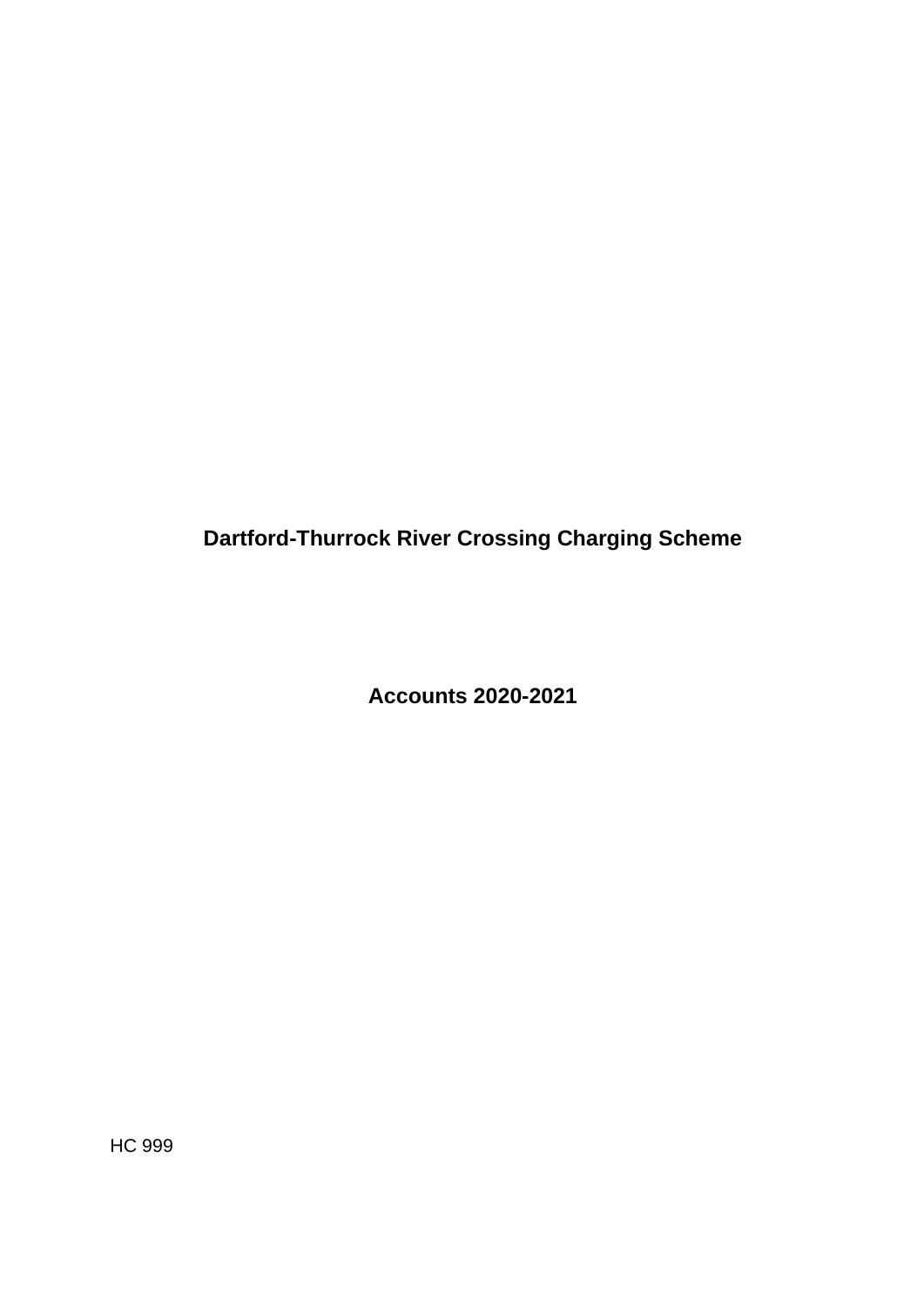# Dartford-Thurrock River Crossing Charging Scheme

## Accounts 2020-2021

HC 999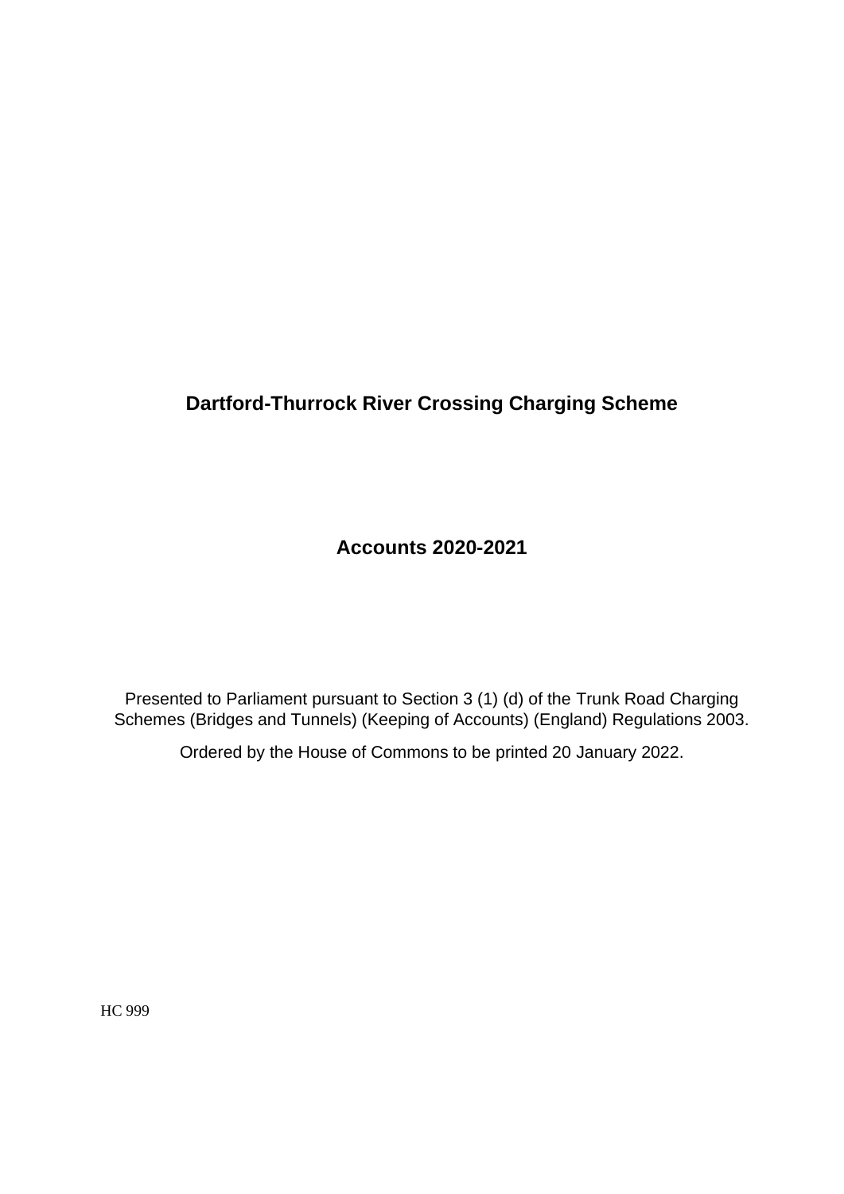# Dartford-Thurrock River Crossing Charging Scheme

## Accounts 2020-2021

Presented to Parliament pursuant to Section 3 (1) (d) of the Trunk Road Charging Schemes (Bridges and Tunnels) (Keeping of Accounts) (England) Regulations 2003.

Ordered by the House of Commons to be printed 20 January 2022.

HC 999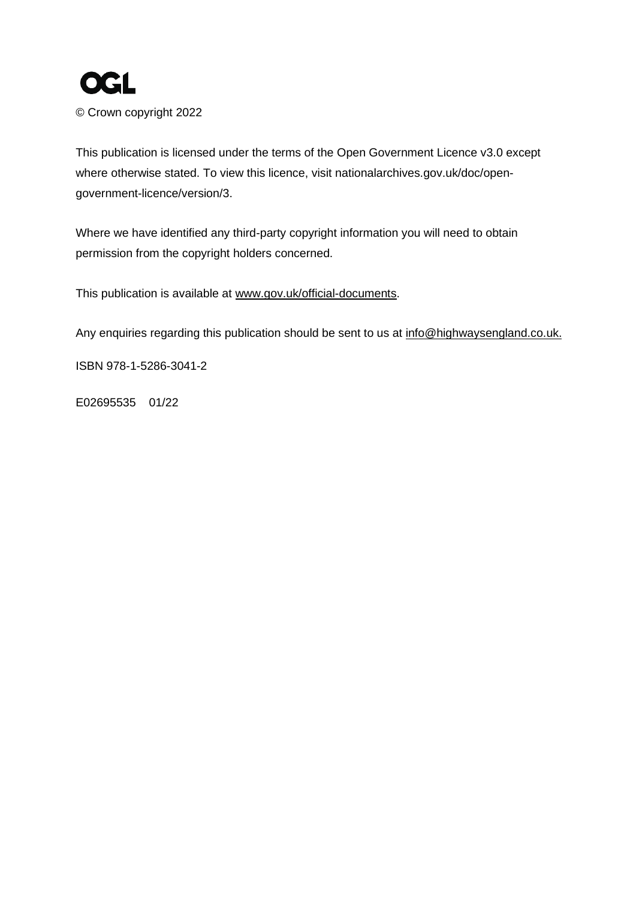OGL

© Crown copyright 2022

This publication is licensed under the terms of the Open Government Licence v3.0 except where otherwise stated. To view this licence, visit nationalarchives.gov.uk/doc/open-government-licence/version/3.

Where we have identified any third-party copyright information you will need to obtain permission from the copyright holders concerned.

This publication is available at www.gov.uk/official-documents.

Any enquiries regarding this publication should be sent to us at info@highwaysengland.co.uk.

ISBN 978-1-5286-3041-2

E02695535 01/22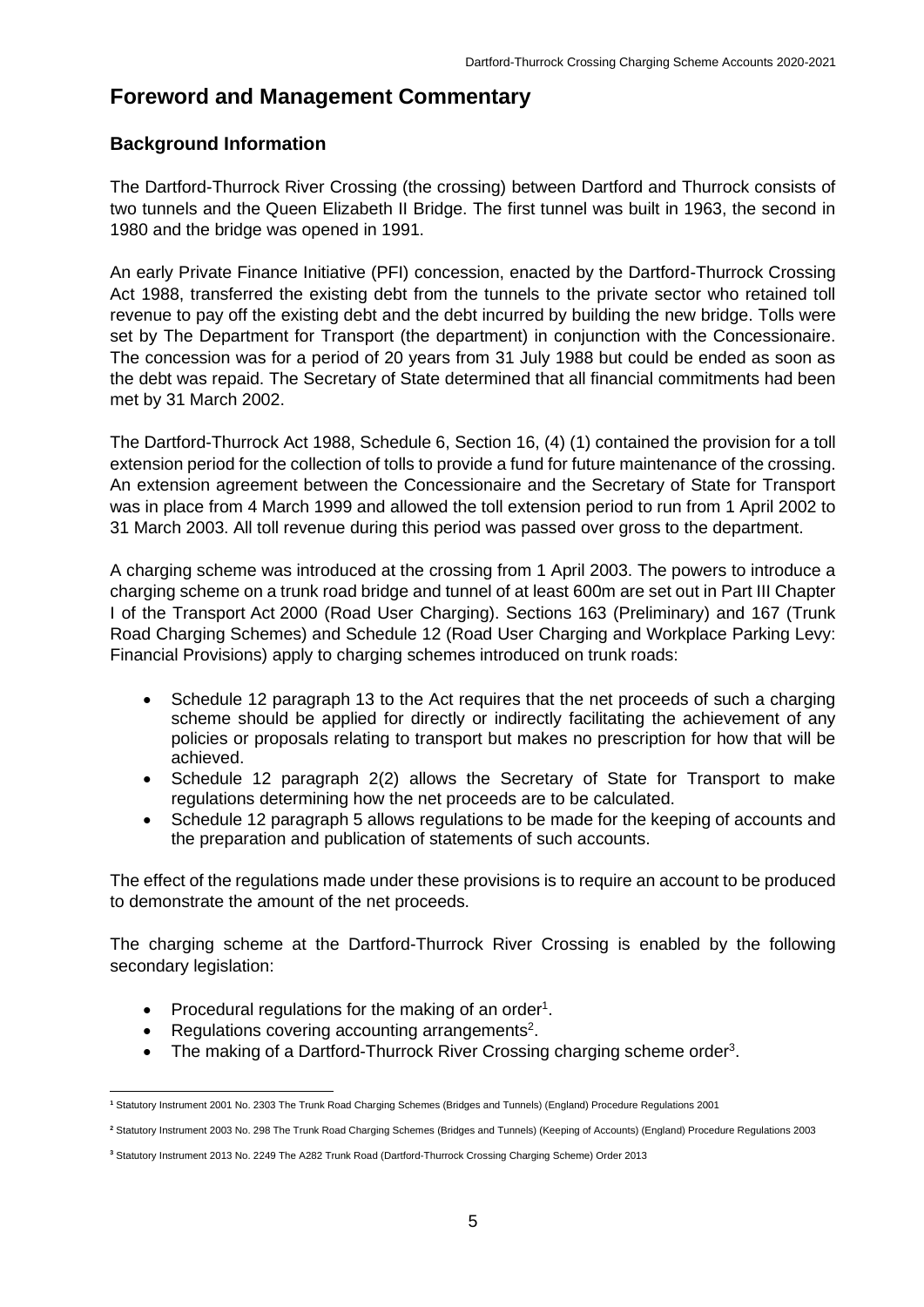# Foreword and Management Commentary

## Background Information

The Dartford-Thurrock River Crossing (the crossing) between Dartford and Thurrock consists of two tunnels and the Queen Elizabeth II Bridge. The first tunnel was built in 1963, the second in 1980 and the bridge was opened in 1991.

An early Private Finance Initiative (PFI) concession, enacted by the Dartford-Thurrock Crossing Act 1988, transferred the existing debt from the tunnels to the private sector who retained toll revenue to pay off the existing debt and the debt incurred by building the new bridge. Tolls were set by The Department for Transport (the department) in conjunction with the Concessionaire. The concession was for a period of 20 years from 31 July 1988 but could be ended as soon as the debt was repaid. The Secretary of State determined that all financial commitments had been met by 31 March 2002.

The Dartford-Thurrock Act 1988, Schedule 6, Section 16, (4) (1) contained the provision for a toll extension period for the collection of tolls to provide a fund for future maintenance of the crossing. An extension agreement between the Concessionaire and the Secretary of State for Transport was in place from 4 March 1999 and allowed the toll extension period to run from 1 April 2002 to 31 March 2003. All toll revenue during this period was passed over gross to the department.

A charging scheme was introduced at the crossing from 1 April 2003. The powers to introduce a charging scheme on a trunk road bridge and tunnel of at least 600m are set out in Part III Chapter I of the Transport Act 2000 (Road User Charging). Sections 163 (Preliminary) and 167 (Trunk Road Charging Schemes) and Schedule 12 (Road User Charging and Workplace Parking Levy: Financial Provisions) apply to charging schemes introduced on trunk roads:

- Schedule 12 paragraph 13 to the Act requires that the net proceeds of such a charging scheme should be applied for directly or indirectly facilitating the achievement of any policies or proposals relating to transport but makes no prescription for how that will be achieved.
- Schedule 12 paragraph 2(2) allows the Secretary of State for Transport to make regulations determining how the net proceeds are to be calculated.
- Schedule 12 paragraph 5 allows regulations to be made for the keeping of accounts and the preparation and publication of statements of such accounts.

The effect of the regulations made under these provisions is to require an account to be produced to demonstrate the amount of the net proceeds.

The charging scheme at the Dartford-Thurrock River Crossing is enabled by the following secondary legislation:

- Procedural regulations for the making of an order[1].
- Regulations covering accounting arrangements[2].
- The making of a Dartford-Thurrock River Crossing charging scheme order[3].

---

[1] Statutory Instrument 2001 No. 2303 The Trunk Road Charging Schemes (Bridges and Tunnels) (England) Procedure Regulations 2001

[2] Statutory Instrument 2003 No. 298 The Trunk Road Charging Schemes (Bridges and Tunnels) (Keeping of Accounts) (England) Procedure Regulations 2003

[3] Statutory Instrument 2013 No. 2249 The A282 Trunk Road (Dartford-Thurrock Crossing Charging Scheme) Order 2013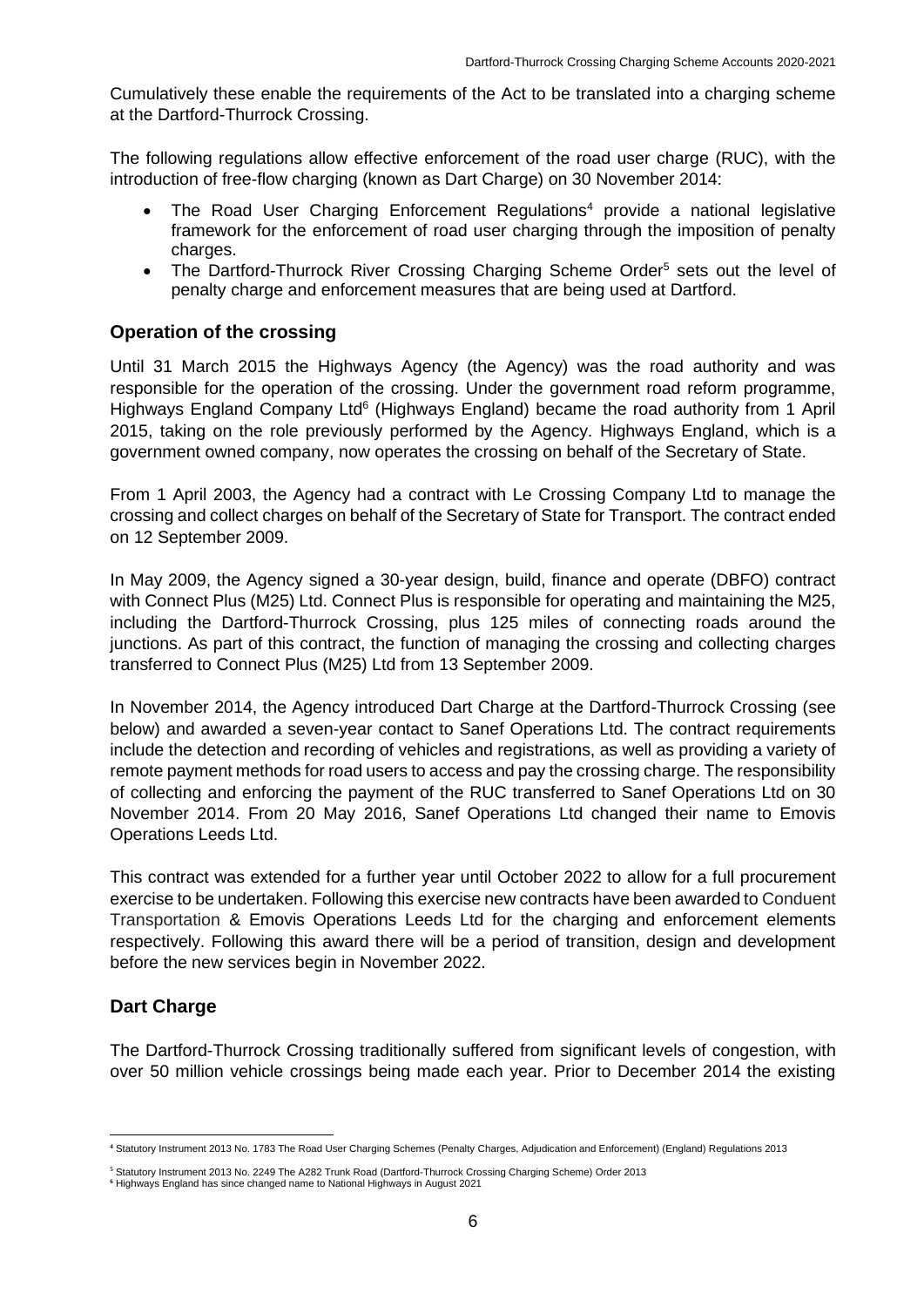Cumulatively these enable the requirements of the Act to be translated into a charging scheme at the Dartford-Thurrock Crossing.

The following regulations allow effective enforcement of the road user charge (RUC), with the introduction of free-flow charging (known as Dart Charge) on 30 November 2014:

- The Road User Charging Enforcement Regulations[4] provide a national legislative framework for the enforcement of road user charging through the imposition of penalty charges.
- The Dartford-Thurrock River Crossing Charging Scheme Order[5] sets out the level of penalty charge and enforcement measures that are being used at Dartford.

## Operation of the crossing

Until 31 March 2015 the Highways Agency (the Agency) was the road authority and was responsible for the operation of the crossing. Under the government road reform programme, Highways England Company Ltd[6] (Highways England) became the road authority from 1 April 2015, taking on the role previously performed by the Agency. Highways England, which is a government owned company, now operates the crossing on behalf of the Secretary of State.

From 1 April 2003, the Agency had a contract with Le Crossing Company Ltd to manage the crossing and collect charges on behalf of the Secretary of State for Transport. The contract ended on 12 September 2009.

In May 2009, the Agency signed a 30-year design, build, finance and operate (DBFO) contract with Connect Plus (M25) Ltd. Connect Plus is responsible for operating and maintaining the M25, including the Dartford-Thurrock Crossing, plus 125 miles of connecting roads around the junctions. As part of this contract, the function of managing the crossing and collecting charges transferred to Connect Plus (M25) Ltd from 13 September 2009.

In November 2014, the Agency introduced Dart Charge at the Dartford-Thurrock Crossing (see below) and awarded a seven-year contact to Sanef Operations Ltd. The contract requirements include the detection and recording of vehicles and registrations, as well as providing a variety of remote payment methods for road users to access and pay the crossing charge. The responsibility of collecting and enforcing the payment of the RUC transferred to Sanef Operations Ltd on 30 November 2014. From 20 May 2016, Sanef Operations Ltd changed their name to Emovis Operations Leeds Ltd.

This contract was extended for a further year until October 2022 to allow for a full procurement exercise to be undertaken. Following this exercise new contracts have been awarded to Conduent Transportation & Emovis Operations Leeds Ltd for the charging and enforcement elements respectively. Following this award there will be a period of transition, design and development before the new services begin in November 2022.

## Dart Charge

The Dartford-Thurrock Crossing traditionally suffered from significant levels of congestion, with over 50 million vehicle crossings being made each year. Prior to December 2014 the existing

---

[4] Statutory Instrument 2013 No. 1783 The Road User Charging Schemes (Penalty Charges, Adjudication and Enforcement) (England) Regulations 2013

[5] Statutory Instrument 2013 No. 2249 The A282 Trunk Road (Dartford-Thurrock Crossing Charging Scheme) Order 2013

[6] Highways England has since changed name to National Highways in August 2021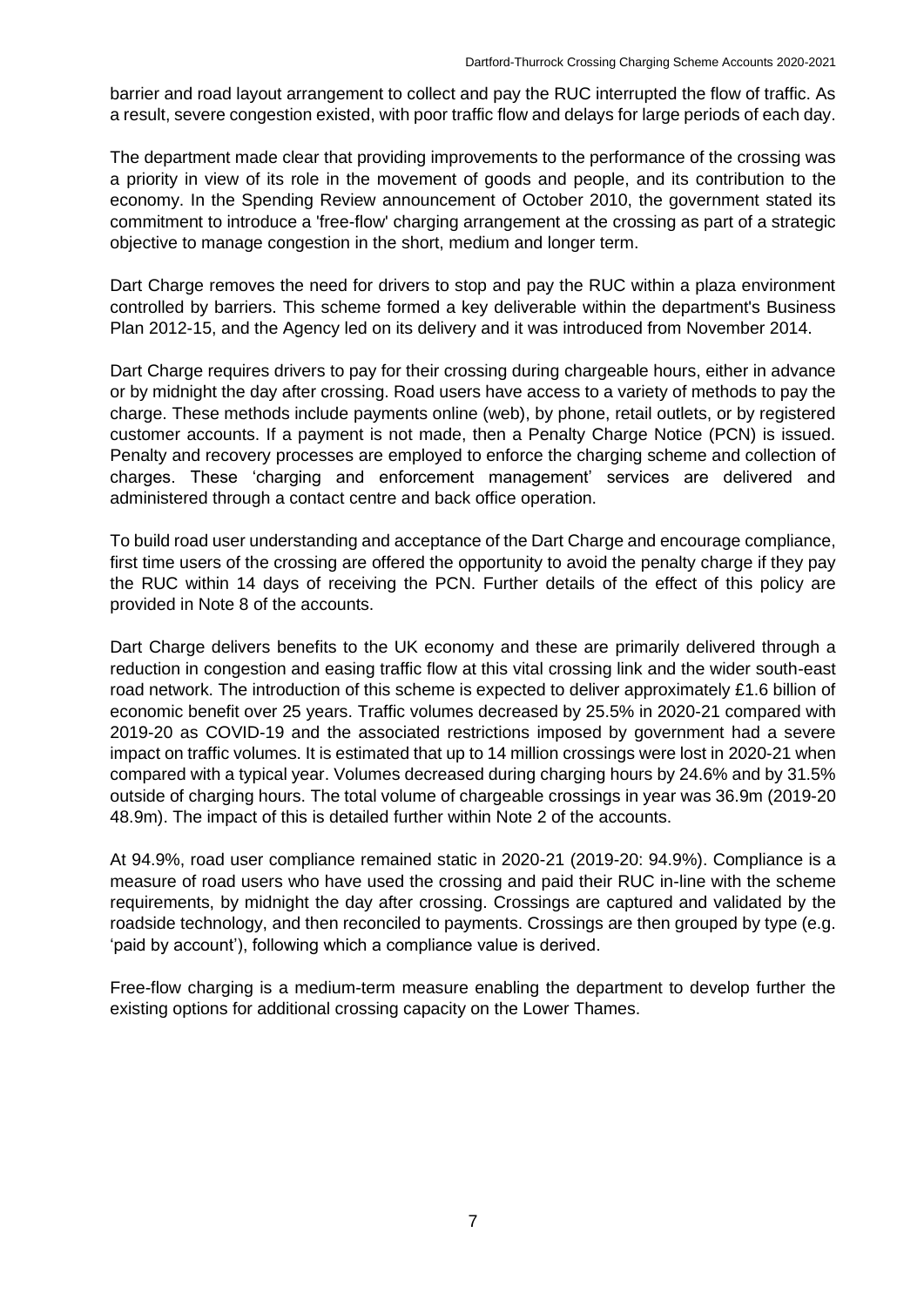barrier and road layout arrangement to collect and pay the RUC interrupted the flow of traffic. As a result, severe congestion existed, with poor traffic flow and delays for large periods of each day.

The department made clear that providing improvements to the performance of the crossing was a priority in view of its role in the movement of goods and people, and its contribution to the economy. In the Spending Review announcement of October 2010, the government stated its commitment to introduce a 'free-flow' charging arrangement at the crossing as part of a strategic objective to manage congestion in the short, medium and longer term.

Dart Charge removes the need for drivers to stop and pay the RUC within a plaza environment controlled by barriers. This scheme formed a key deliverable within the department's Business Plan 2012-15, and the Agency led on its delivery and it was introduced from November 2014.

Dart Charge requires drivers to pay for their crossing during chargeable hours, either in advance or by midnight the day after crossing. Road users have access to a variety of methods to pay the charge. These methods include payments online (web), by phone, retail outlets, or by registered customer accounts. If a payment is not made, then a Penalty Charge Notice (PCN) is issued. Penalty and recovery processes are employed to enforce the charging scheme and collection of charges. These 'charging and enforcement management' services are delivered and administered through a contact centre and back office operation.

To build road user understanding and acceptance of the Dart Charge and encourage compliance, first time users of the crossing are offered the opportunity to avoid the penalty charge if they pay the RUC within 14 days of receiving the PCN. Further details of the effect of this policy are provided in Note 8 of the accounts.

Dart Charge delivers benefits to the UK economy and these are primarily delivered through a reduction in congestion and easing traffic flow at this vital crossing link and the wider south-east road network. The introduction of this scheme is expected to deliver approximately £1.6 billion of economic benefit over 25 years. Traffic volumes decreased by 25.5% in 2020-21 compared with 2019-20 as COVID-19 and the associated restrictions imposed by government had a severe impact on traffic volumes. It is estimated that up to 14 million crossings were lost in 2020-21 when compared with a typical year. Volumes decreased during charging hours by 24.6% and by 31.5% outside of charging hours. The total volume of chargeable crossings in year was 36.9m (2019-20 48.9m). The impact of this is detailed further within Note 2 of the accounts.

At 94.9%, road user compliance remained static in 2020-21 (2019-20: 94.9%). Compliance is a measure of road users who have used the crossing and paid their RUC in-line with the scheme requirements, by midnight the day after crossing. Crossings are captured and validated by the roadside technology, and then reconciled to payments. Crossings are then grouped by type (e.g. 'paid by account'), following which a compliance value is derived.

Free-flow charging is a medium-term measure enabling the department to develop further the existing options for additional crossing capacity on the Lower Thames.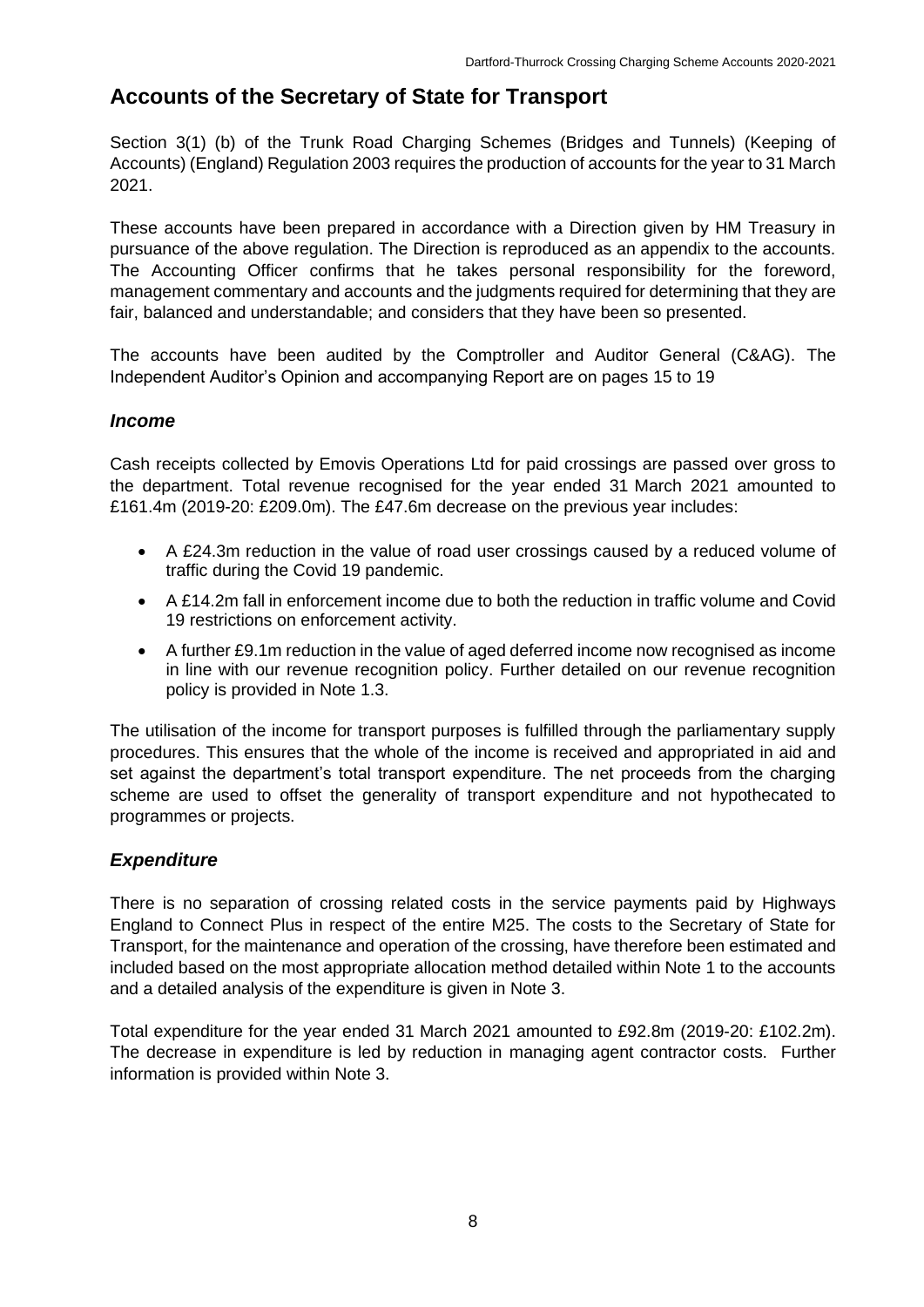## Accounts of the Secretary of State for Transport

Section 3(1) (b) of the Trunk Road Charging Schemes (Bridges and Tunnels) (Keeping of Accounts) (England) Regulation 2003 requires the production of accounts for the year to 31 March 2021.

These accounts have been prepared in accordance with a Direction given by HM Treasury in pursuance of the above regulation. The Direction is reproduced as an appendix to the accounts. The Accounting Officer confirms that he takes personal responsibility for the foreword, management commentary and accounts and the judgments required for determining that they are fair, balanced and understandable; and considers that they have been so presented.

The accounts have been audited by the Comptroller and Auditor General (C&AG). The Independent Auditor's Opinion and accompanying Report are on pages 15 to 19

### *Income*

Cash receipts collected by Emovis Operations Ltd for paid crossings are passed over gross to the department. Total revenue recognised for the year ended 31 March 2021 amounted to £161.4m (2019-20: £209.0m). The £47.6m decrease on the previous year includes:

- A £24.3m reduction in the value of road user crossings caused by a reduced volume of traffic during the Covid 19 pandemic.
- A £14.2m fall in enforcement income due to both the reduction in traffic volume and Covid 19 restrictions on enforcement activity.
- A further £9.1m reduction in the value of aged deferred income now recognised as income in line with our revenue recognition policy. Further detailed on our revenue recognition policy is provided in Note 1.3.

The utilisation of the income for transport purposes is fulfilled through the parliamentary supply procedures. This ensures that the whole of the income is received and appropriated in aid and set against the department's total transport expenditure. The net proceeds from the charging scheme are used to offset the generality of transport expenditure and not hypothecated to programmes or projects.

### *Expenditure*

There is no separation of crossing related costs in the service payments paid by Highways England to Connect Plus in respect of the entire M25. The costs to the Secretary of State for Transport, for the maintenance and operation of the crossing, have therefore been estimated and included based on the most appropriate allocation method detailed within Note 1 to the accounts and a detailed analysis of the expenditure is given in Note 3.

Total expenditure for the year ended 31 March 2021 amounted to £92.8m (2019-20: £102.2m). The decrease in expenditure is led by reduction in managing agent contractor costs. Further information is provided within Note 3.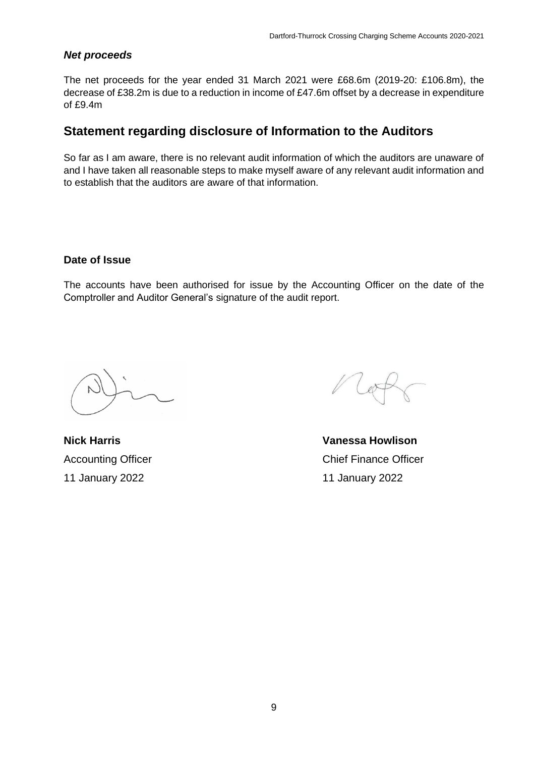### *Net proceeds*

The net proceeds for the year ended 31 March 2021 were £68.6m (2019-20: £106.8m), the decrease of £38.2m is due to a reduction in income of £47.6m offset by a decrease in expenditure of £9.4m

## Statement regarding disclosure of Information to the Auditors

So far as I am aware, there is no relevant audit information of which the auditors are unaware of and I have taken all reasonable steps to make myself aware of any relevant audit information and to establish that the auditors are aware of that information.

### Date of Issue

The accounts have been authorised for issue by the Accounting Officer on the date of the Comptroller and Auditor General's signature of the audit report.

**Nick Harris**
Accounting Officer
11 January 2022

**Vanessa Howlison**
Chief Finance Officer
11 January 2022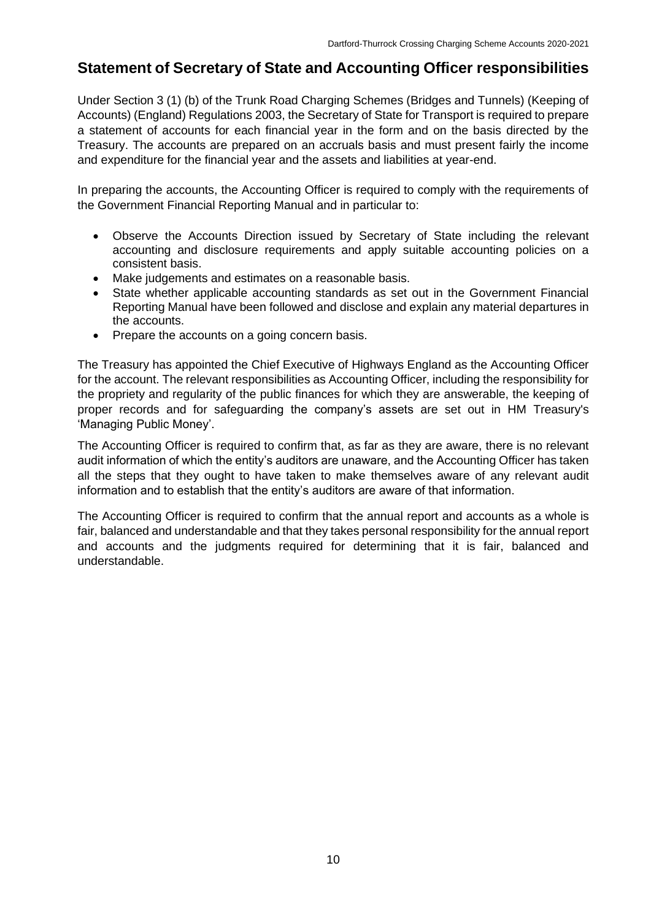## Statement of Secretary of State and Accounting Officer responsibilities

Under Section 3 (1) (b) of the Trunk Road Charging Schemes (Bridges and Tunnels) (Keeping of Accounts) (England) Regulations 2003, the Secretary of State for Transport is required to prepare a statement of accounts for each financial year in the form and on the basis directed by the Treasury. The accounts are prepared on an accruals basis and must present fairly the income and expenditure for the financial year and the assets and liabilities at year-end.

In preparing the accounts, the Accounting Officer is required to comply with the requirements of the Government Financial Reporting Manual and in particular to:

- Observe the Accounts Direction issued by Secretary of State including the relevant accounting and disclosure requirements and apply suitable accounting policies on a consistent basis.
- Make judgements and estimates on a reasonable basis.
- State whether applicable accounting standards as set out in the Government Financial Reporting Manual have been followed and disclose and explain any material departures in the accounts.
- Prepare the accounts on a going concern basis.

The Treasury has appointed the Chief Executive of Highways England as the Accounting Officer for the account. The relevant responsibilities as Accounting Officer, including the responsibility for the propriety and regularity of the public finances for which they are answerable, the keeping of proper records and for safeguarding the company's assets are set out in HM Treasury's 'Managing Public Money'.

The Accounting Officer is required to confirm that, as far as they are aware, there is no relevant audit information of which the entity's auditors are unaware, and the Accounting Officer has taken all the steps that they ought to have taken to make themselves aware of any relevant audit information and to establish that the entity's auditors are aware of that information.

The Accounting Officer is required to confirm that the annual report and accounts as a whole is fair, balanced and understandable and that they takes personal responsibility for the annual report and accounts and the judgments required for determining that it is fair, balanced and understandable.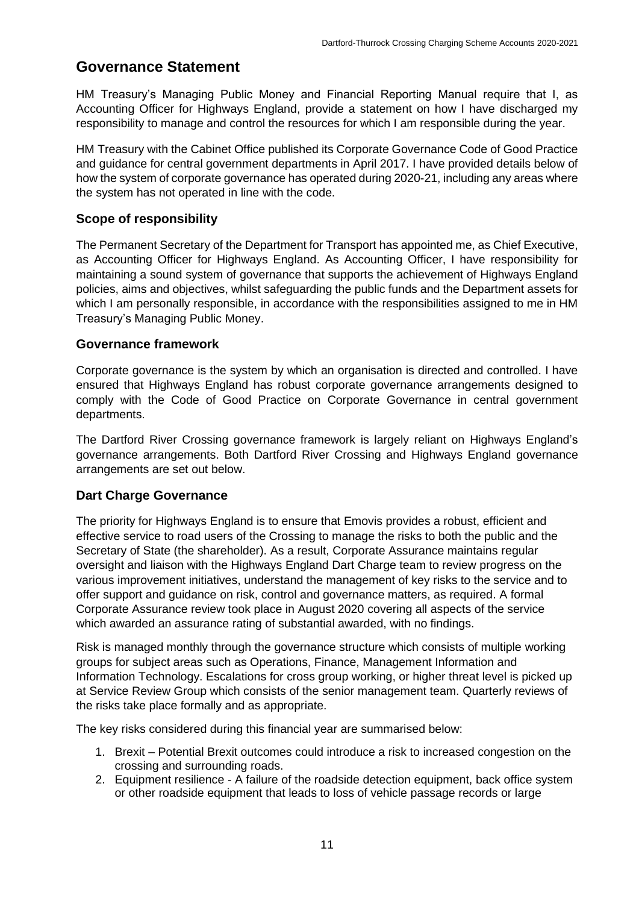## Governance Statement

HM Treasury's Managing Public Money and Financial Reporting Manual require that I, as Accounting Officer for Highways England, provide a statement on how I have discharged my responsibility to manage and control the resources for which I am responsible during the year.

HM Treasury with the Cabinet Office published its Corporate Governance Code of Good Practice and guidance for central government departments in April 2017. I have provided details below of how the system of corporate governance has operated during 2020-21, including any areas where the system has not operated in line with the code.

### Scope of responsibility

The Permanent Secretary of the Department for Transport has appointed me, as Chief Executive, as Accounting Officer for Highways England. As Accounting Officer, I have responsibility for maintaining a sound system of governance that supports the achievement of Highways England policies, aims and objectives, whilst safeguarding the public funds and the Department assets for which I am personally responsible, in accordance with the responsibilities assigned to me in HM Treasury's Managing Public Money.

### Governance framework

Corporate governance is the system by which an organisation is directed and controlled. I have ensured that Highways England has robust corporate governance arrangements designed to comply with the Code of Good Practice on Corporate Governance in central government departments.

The Dartford River Crossing governance framework is largely reliant on Highways England's governance arrangements. Both Dartford River Crossing and Highways England governance arrangements are set out below.

### Dart Charge Governance

The priority for Highways England is to ensure that Emovis provides a robust, efficient and effective service to road users of the Crossing to manage the risks to both the public and the Secretary of State (the shareholder). As a result, Corporate Assurance maintains regular oversight and liaison with the Highways England Dart Charge team to review progress on the various improvement initiatives, understand the management of key risks to the service and to offer support and guidance on risk, control and governance matters, as required. A formal Corporate Assurance review took place in August 2020 covering all aspects of the service which awarded an assurance rating of substantial awarded, with no findings.

Risk is managed monthly through the governance structure which consists of multiple working groups for subject areas such as Operations, Finance, Management Information and Information Technology. Escalations for cross group working, or higher threat level is picked up at Service Review Group which consists of the senior management team. Quarterly reviews of the risks take place formally and as appropriate.

The key risks considered during this financial year are summarised below:

1. Brexit – Potential Brexit outcomes could introduce a risk to increased congestion on the crossing and surrounding roads.
2. Equipment resilience - A failure of the roadside detection equipment, back office system or other roadside equipment that leads to loss of vehicle passage records or large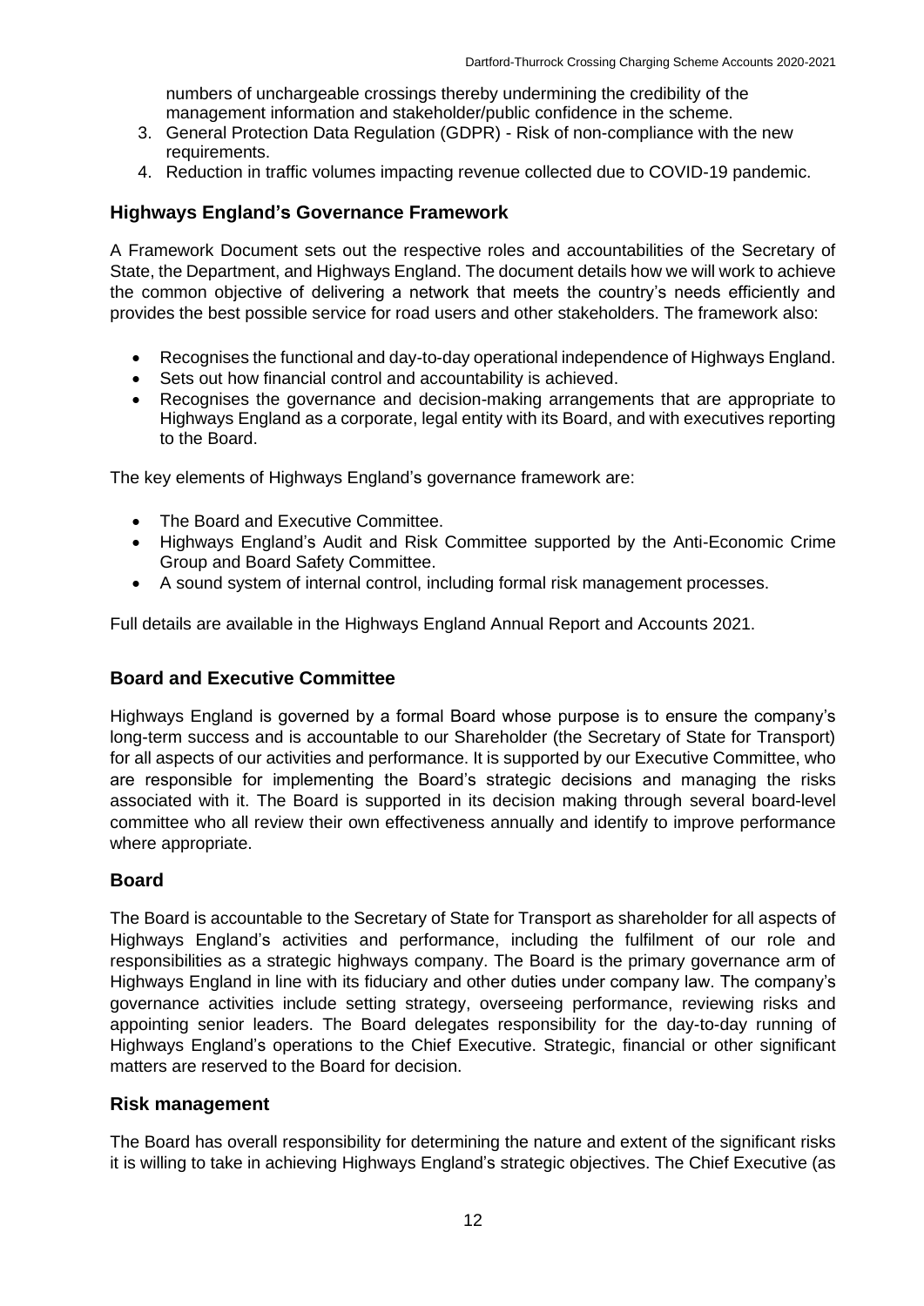numbers of unchargeable crossings thereby undermining the credibility of the management information and stakeholder/public confidence in the scheme.

3. General Protection Data Regulation (GDPR) - Risk of non-compliance with the new requirements.
4. Reduction in traffic volumes impacting revenue collected due to COVID-19 pandemic.

## Highways England's Governance Framework

A Framework Document sets out the respective roles and accountabilities of the Secretary of State, the Department, and Highways England. The document details how we will work to achieve the common objective of delivering a network that meets the country's needs efficiently and provides the best possible service for road users and other stakeholders. The framework also:

- Recognises the functional and day-to-day operational independence of Highways England.
- Sets out how financial control and accountability is achieved.
- Recognises the governance and decision-making arrangements that are appropriate to Highways England as a corporate, legal entity with its Board, and with executives reporting to the Board.

The key elements of Highways England's governance framework are:

- The Board and Executive Committee.
- Highways England's Audit and Risk Committee supported by the Anti-Economic Crime Group and Board Safety Committee.
- A sound system of internal control, including formal risk management processes.

Full details are available in the Highways England Annual Report and Accounts 2021.

## Board and Executive Committee

Highways England is governed by a formal Board whose purpose is to ensure the company's long-term success and is accountable to our Shareholder (the Secretary of State for Transport) for all aspects of our activities and performance. It is supported by our Executive Committee, who are responsible for implementing the Board's strategic decisions and managing the risks associated with it. The Board is supported in its decision making through several board-level committee who all review their own effectiveness annually and identify to improve performance where appropriate.

## Board

The Board is accountable to the Secretary of State for Transport as shareholder for all aspects of Highways England's activities and performance, including the fulfilment of our role and responsibilities as a strategic highways company. The Board is the primary governance arm of Highways England in line with its fiduciary and other duties under company law. The company's governance activities include setting strategy, overseeing performance, reviewing risks and appointing senior leaders. The Board delegates responsibility for the day-to-day running of Highways England's operations to the Chief Executive. Strategic, financial or other significant matters are reserved to the Board for decision.

## Risk management

The Board has overall responsibility for determining the nature and extent of the significant risks it is willing to take in achieving Highways England's strategic objectives. The Chief Executive (as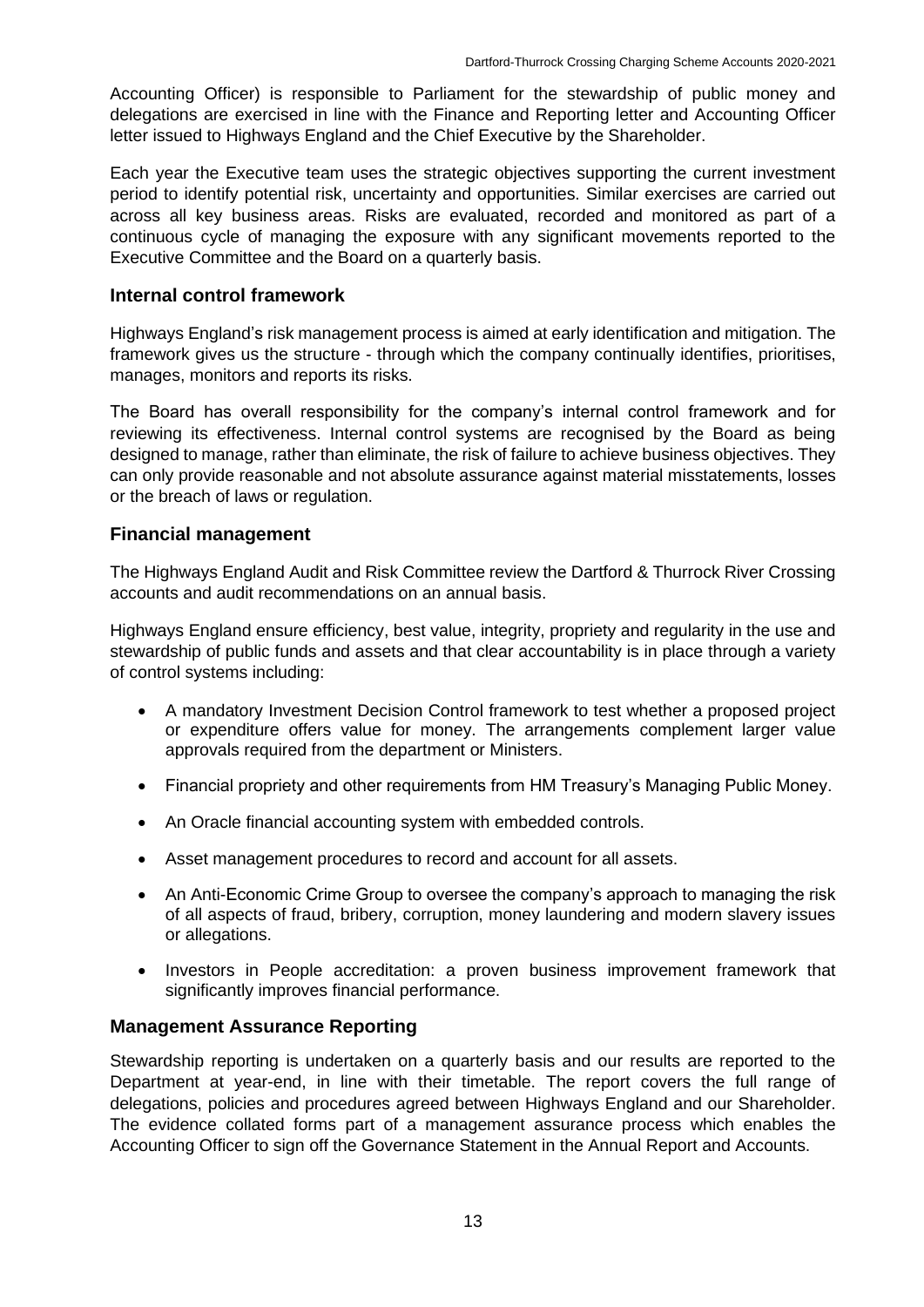Accounting Officer) is responsible to Parliament for the stewardship of public money and delegations are exercised in line with the Finance and Reporting letter and Accounting Officer letter issued to Highways England and the Chief Executive by the Shareholder.

Each year the Executive team uses the strategic objectives supporting the current investment period to identify potential risk, uncertainty and opportunities. Similar exercises are carried out across all key business areas. Risks are evaluated, recorded and monitored as part of a continuous cycle of managing the exposure with any significant movements reported to the Executive Committee and the Board on a quarterly basis.

## Internal control framework

Highways England's risk management process is aimed at early identification and mitigation. The framework gives us the structure - through which the company continually identifies, prioritises, manages, monitors and reports its risks.

The Board has overall responsibility for the company's internal control framework and for reviewing its effectiveness. Internal control systems are recognised by the Board as being designed to manage, rather than eliminate, the risk of failure to achieve business objectives. They can only provide reasonable and not absolute assurance against material misstatements, losses or the breach of laws or regulation.

## Financial management

The Highways England Audit and Risk Committee review the Dartford & Thurrock River Crossing accounts and audit recommendations on an annual basis.

Highways England ensure efficiency, best value, integrity, propriety and regularity in the use and stewardship of public funds and assets and that clear accountability is in place through a variety of control systems including:

- A mandatory Investment Decision Control framework to test whether a proposed project or expenditure offers value for money. The arrangements complement larger value approvals required from the department or Ministers.
- Financial propriety and other requirements from HM Treasury's Managing Public Money.
- An Oracle financial accounting system with embedded controls.
- Asset management procedures to record and account for all assets.
- An Anti-Economic Crime Group to oversee the company's approach to managing the risk of all aspects of fraud, bribery, corruption, money laundering and modern slavery issues or allegations.
- Investors in People accreditation: a proven business improvement framework that significantly improves financial performance.

## Management Assurance Reporting

Stewardship reporting is undertaken on a quarterly basis and our results are reported to the Department at year-end, in line with their timetable. The report covers the full range of delegations, policies and procedures agreed between Highways England and our Shareholder. The evidence collated forms part of a management assurance process which enables the Accounting Officer to sign off the Governance Statement in the Annual Report and Accounts.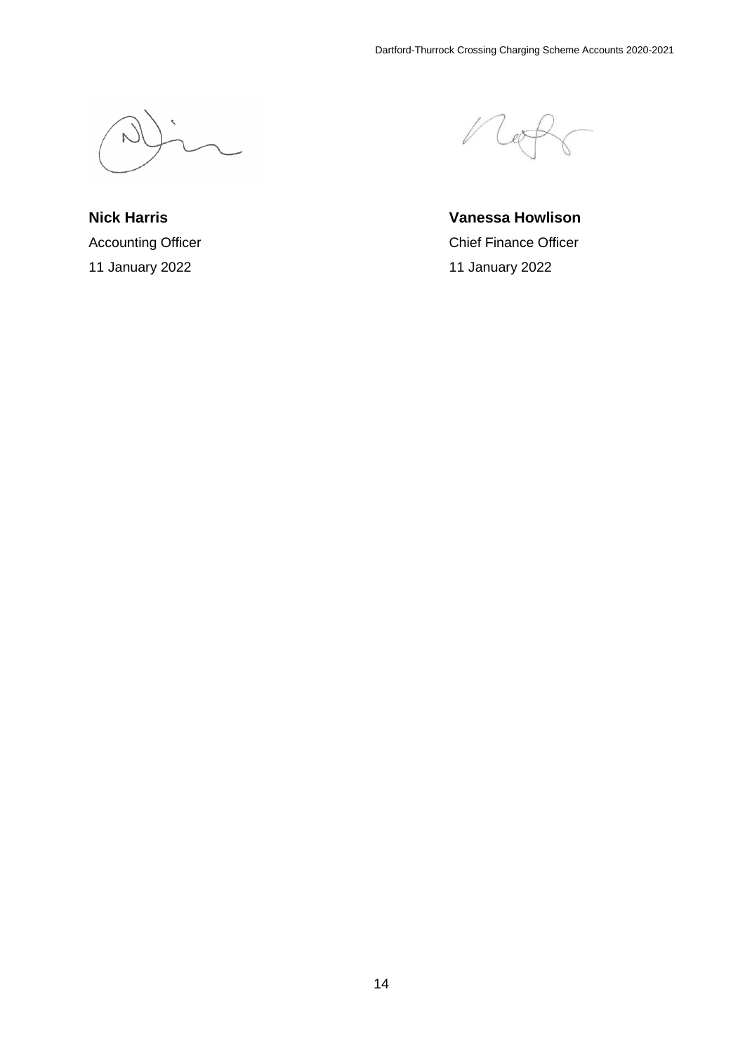**Nick Harris**
Accounting Officer
11 January 2022

**Vanessa Howlison**
Chief Finance Officer
11 January 2022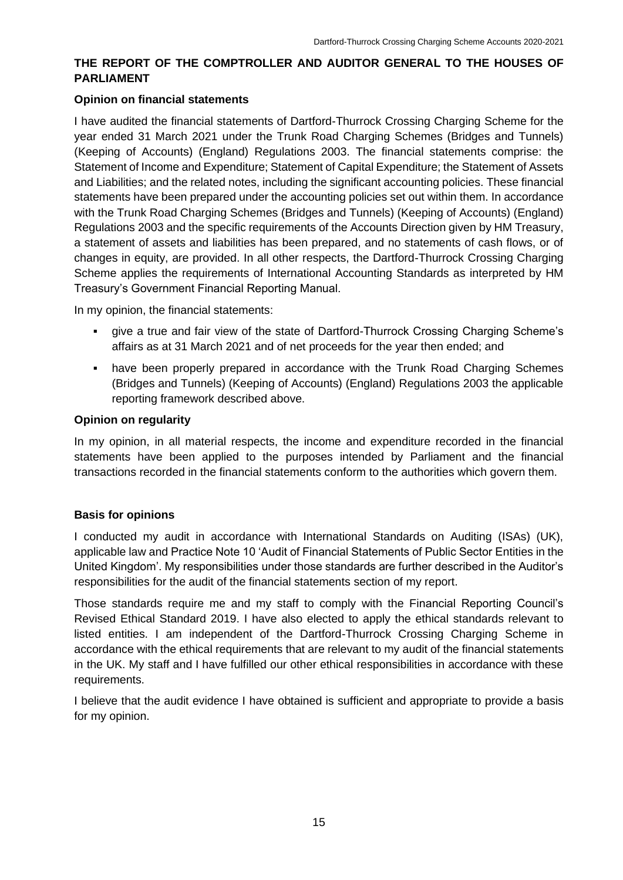## THE REPORT OF THE COMPTROLLER AND AUDITOR GENERAL TO THE HOUSES OF PARLIAMENT

### Opinion on financial statements

I have audited the financial statements of Dartford-Thurrock Crossing Charging Scheme for the year ended 31 March 2021 under the Trunk Road Charging Schemes (Bridges and Tunnels) (Keeping of Accounts) (England) Regulations 2003. The financial statements comprise: the Statement of Income and Expenditure; Statement of Capital Expenditure; the Statement of Assets and Liabilities; and the related notes, including the significant accounting policies. These financial statements have been prepared under the accounting policies set out within them. In accordance with the Trunk Road Charging Schemes (Bridges and Tunnels) (Keeping of Accounts) (England) Regulations 2003 and the specific requirements of the Accounts Direction given by HM Treasury, a statement of assets and liabilities has been prepared, and no statements of cash flows, or of changes in equity, are provided. In all other respects, the Dartford-Thurrock Crossing Charging Scheme applies the requirements of International Accounting Standards as interpreted by HM Treasury's Government Financial Reporting Manual.

In my opinion, the financial statements:

- give a true and fair view of the state of Dartford-Thurrock Crossing Charging Scheme's affairs as at 31 March 2021 and of net proceeds for the year then ended; and
- have been properly prepared in accordance with the Trunk Road Charging Schemes (Bridges and Tunnels) (Keeping of Accounts) (England) Regulations 2003 the applicable reporting framework described above.

### Opinion on regularity

In my opinion, in all material respects, the income and expenditure recorded in the financial statements have been applied to the purposes intended by Parliament and the financial transactions recorded in the financial statements conform to the authorities which govern them.

### Basis for opinions

I conducted my audit in accordance with International Standards on Auditing (ISAs) (UK), applicable law and Practice Note 10 'Audit of Financial Statements of Public Sector Entities in the United Kingdom'. My responsibilities under those standards are further described in the Auditor's responsibilities for the audit of the financial statements section of my report.

Those standards require me and my staff to comply with the Financial Reporting Council's Revised Ethical Standard 2019. I have also elected to apply the ethical standards relevant to listed entities. I am independent of the Dartford-Thurrock Crossing Charging Scheme in accordance with the ethical requirements that are relevant to my audit of the financial statements in the UK. My staff and I have fulfilled our other ethical responsibilities in accordance with these requirements.

I believe that the audit evidence I have obtained is sufficient and appropriate to provide a basis for my opinion.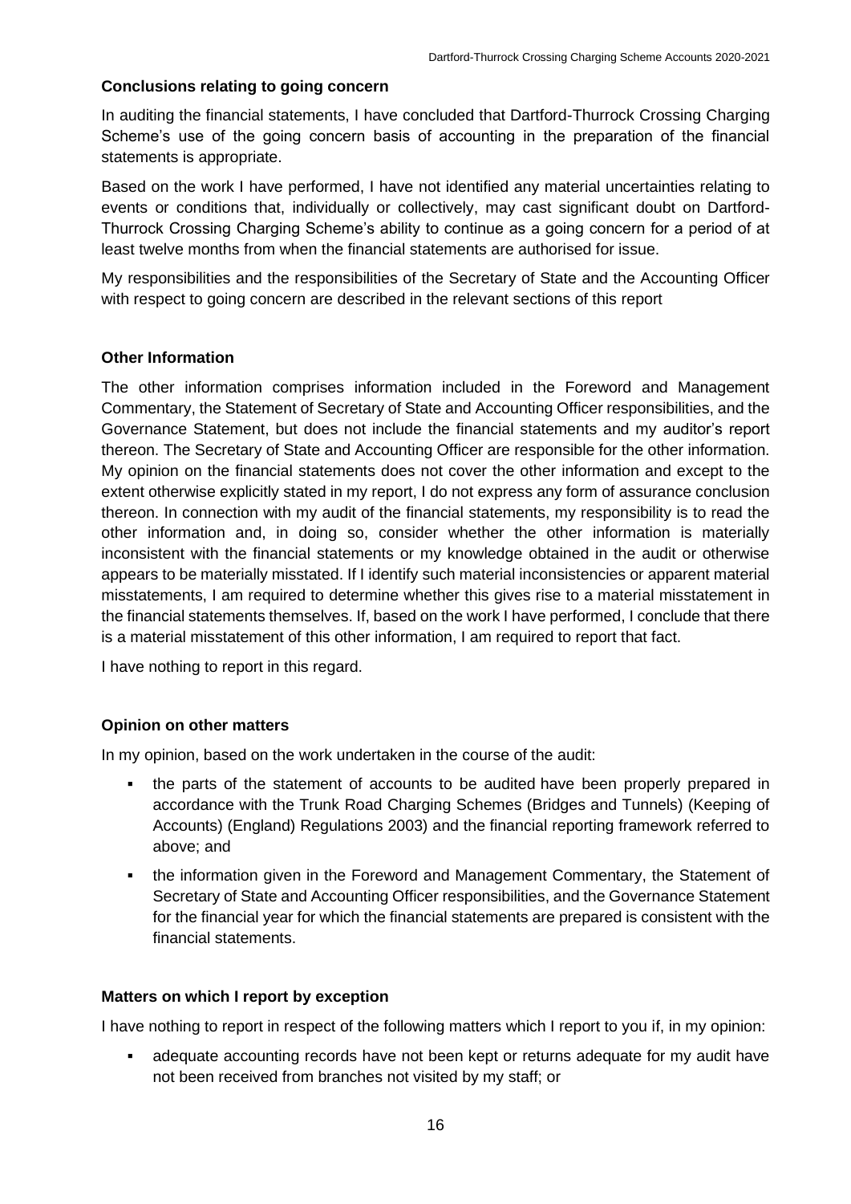### Conclusions relating to going concern

In auditing the financial statements, I have concluded that Dartford-Thurrock Crossing Charging Scheme's use of the going concern basis of accounting in the preparation of the financial statements is appropriate.

Based on the work I have performed, I have not identified any material uncertainties relating to events or conditions that, individually or collectively, may cast significant doubt on Dartford-Thurrock Crossing Charging Scheme's ability to continue as a going concern for a period of at least twelve months from when the financial statements are authorised for issue.

My responsibilities and the responsibilities of the Secretary of State and the Accounting Officer with respect to going concern are described in the relevant sections of this report

### Other Information

The other information comprises information included in the Foreword and Management Commentary, the Statement of Secretary of State and Accounting Officer responsibilities, and the Governance Statement, but does not include the financial statements and my auditor's report thereon. The Secretary of State and Accounting Officer are responsible for the other information. My opinion on the financial statements does not cover the other information and except to the extent otherwise explicitly stated in my report, I do not express any form of assurance conclusion thereon. In connection with my audit of the financial statements, my responsibility is to read the other information and, in doing so, consider whether the other information is materially inconsistent with the financial statements or my knowledge obtained in the audit or otherwise appears to be materially misstated. If I identify such material inconsistencies or apparent material misstatements, I am required to determine whether this gives rise to a material misstatement in the financial statements themselves. If, based on the work I have performed, I conclude that there is a material misstatement of this other information, I am required to report that fact.

I have nothing to report in this regard.

### Opinion on other matters

In my opinion, based on the work undertaken in the course of the audit:

- the parts of the statement of accounts to be audited have been properly prepared in accordance with the Trunk Road Charging Schemes (Bridges and Tunnels) (Keeping of Accounts) (England) Regulations 2003) and the financial reporting framework referred to above; and
- the information given in the Foreword and Management Commentary, the Statement of Secretary of State and Accounting Officer responsibilities, and the Governance Statement for the financial year for which the financial statements are prepared is consistent with the financial statements.

### Matters on which I report by exception

I have nothing to report in respect of the following matters which I report to you if, in my opinion:

- adequate accounting records have not been kept or returns adequate for my audit have not been received from branches not visited by my staff; or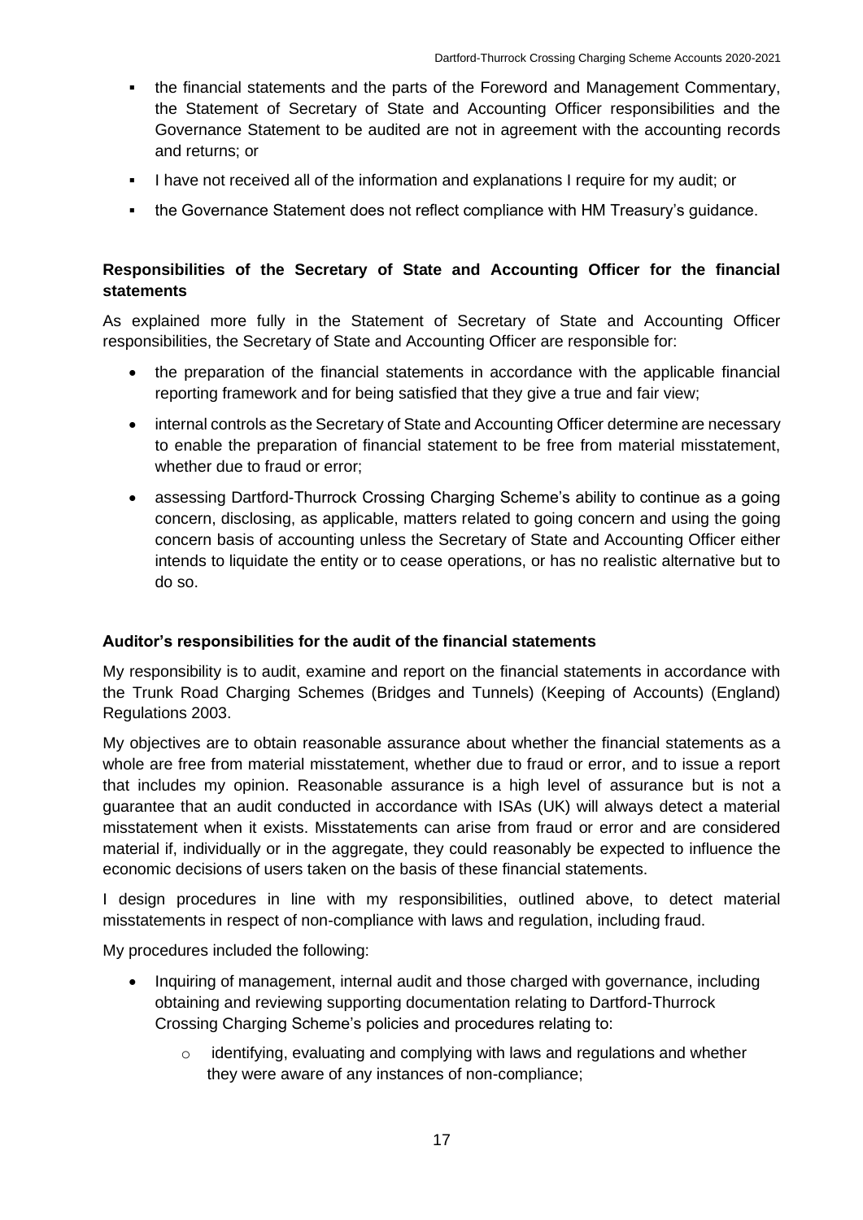- the financial statements and the parts of the Foreword and Management Commentary, the Statement of Secretary of State and Accounting Officer responsibilities and the Governance Statement to be audited are not in agreement with the accounting records and returns; or
- I have not received all of the information and explanations I require for my audit; or
- the Governance Statement does not reflect compliance with HM Treasury's guidance.

**Responsibilities of the Secretary of State and Accounting Officer for the financial statements**

As explained more fully in the Statement of Secretary of State and Accounting Officer responsibilities, the Secretary of State and Accounting Officer are responsible for:

- the preparation of the financial statements in accordance with the applicable financial reporting framework and for being satisfied that they give a true and fair view;
- internal controls as the Secretary of State and Accounting Officer determine are necessary to enable the preparation of financial statement to be free from material misstatement, whether due to fraud or error;
- assessing Dartford-Thurrock Crossing Charging Scheme's ability to continue as a going concern, disclosing, as applicable, matters related to going concern and using the going concern basis of accounting unless the Secretary of State and Accounting Officer either intends to liquidate the entity or to cease operations, or has no realistic alternative but to do so.

**Auditor's responsibilities for the audit of the financial statements**

My responsibility is to audit, examine and report on the financial statements in accordance with the Trunk Road Charging Schemes (Bridges and Tunnels) (Keeping of Accounts) (England) Regulations 2003.

My objectives are to obtain reasonable assurance about whether the financial statements as a whole are free from material misstatement, whether due to fraud or error, and to issue a report that includes my opinion. Reasonable assurance is a high level of assurance but is not a guarantee that an audit conducted in accordance with ISAs (UK) will always detect a material misstatement when it exists. Misstatements can arise from fraud or error and are considered material if, individually or in the aggregate, they could reasonably be expected to influence the economic decisions of users taken on the basis of these financial statements.

I design procedures in line with my responsibilities, outlined above, to detect material misstatements in respect of non-compliance with laws and regulation, including fraud.

My procedures included the following:

- Inquiring of management, internal audit and those charged with governance, including obtaining and reviewing supporting documentation relating to Dartford-Thurrock Crossing Charging Scheme's policies and procedures relating to:
  - identifying, evaluating and complying with laws and regulations and whether they were aware of any instances of non-compliance;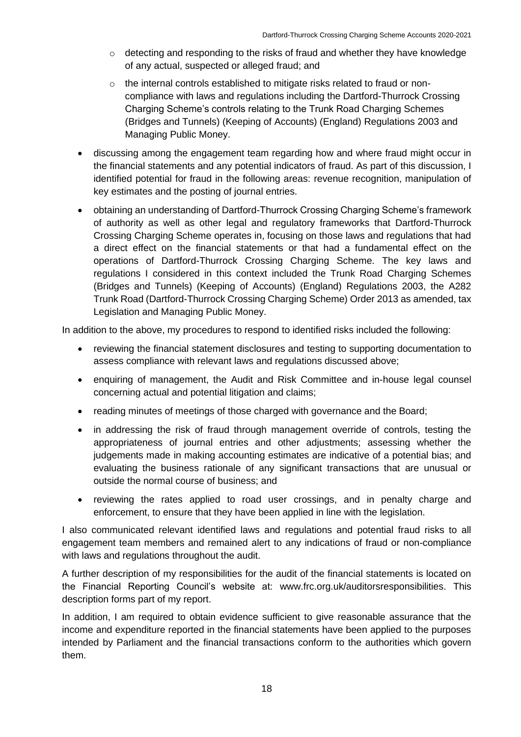- detecting and responding to the risks of fraud and whether they have knowledge of any actual, suspected or alleged fraud; and
  - the internal controls established to mitigate risks related to fraud or non-compliance with laws and regulations including the Dartford-Thurrock Crossing Charging Scheme's controls relating to the Trunk Road Charging Schemes (Bridges and Tunnels) (Keeping of Accounts) (England) Regulations 2003 and Managing Public Money.
- discussing among the engagement team regarding how and where fraud might occur in the financial statements and any potential indicators of fraud. As part of this discussion, I identified potential for fraud in the following areas: revenue recognition, manipulation of key estimates and the posting of journal entries.
- obtaining an understanding of Dartford-Thurrock Crossing Charging Scheme's framework of authority as well as other legal and regulatory frameworks that Dartford-Thurrock Crossing Charging Scheme operates in, focusing on those laws and regulations that had a direct effect on the financial statements or that had a fundamental effect on the operations of Dartford-Thurrock Crossing Charging Scheme. The key laws and regulations I considered in this context included the Trunk Road Charging Schemes (Bridges and Tunnels) (Keeping of Accounts) (England) Regulations 2003, the A282 Trunk Road (Dartford-Thurrock Crossing Charging Scheme) Order 2013 as amended, tax Legislation and Managing Public Money.

In addition to the above, my procedures to respond to identified risks included the following:

- reviewing the financial statement disclosures and testing to supporting documentation to assess compliance with relevant laws and regulations discussed above;
- enquiring of management, the Audit and Risk Committee and in-house legal counsel concerning actual and potential litigation and claims;
- reading minutes of meetings of those charged with governance and the Board;
- in addressing the risk of fraud through management override of controls, testing the appropriateness of journal entries and other adjustments; assessing whether the judgements made in making accounting estimates are indicative of a potential bias; and evaluating the business rationale of any significant transactions that are unusual or outside the normal course of business; and
- reviewing the rates applied to road user crossings, and in penalty charge and enforcement, to ensure that they have been applied in line with the legislation.

I also communicated relevant identified laws and regulations and potential fraud risks to all engagement team members and remained alert to any indications of fraud or non-compliance with laws and regulations throughout the audit.

A further description of my responsibilities for the audit of the financial statements is located on the Financial Reporting Council's website at: www.frc.org.uk/auditorsresponsibilities. This description forms part of my report.

In addition, I am required to obtain evidence sufficient to give reasonable assurance that the income and expenditure reported in the financial statements have been applied to the purposes intended by Parliament and the financial transactions conform to the authorities which govern them.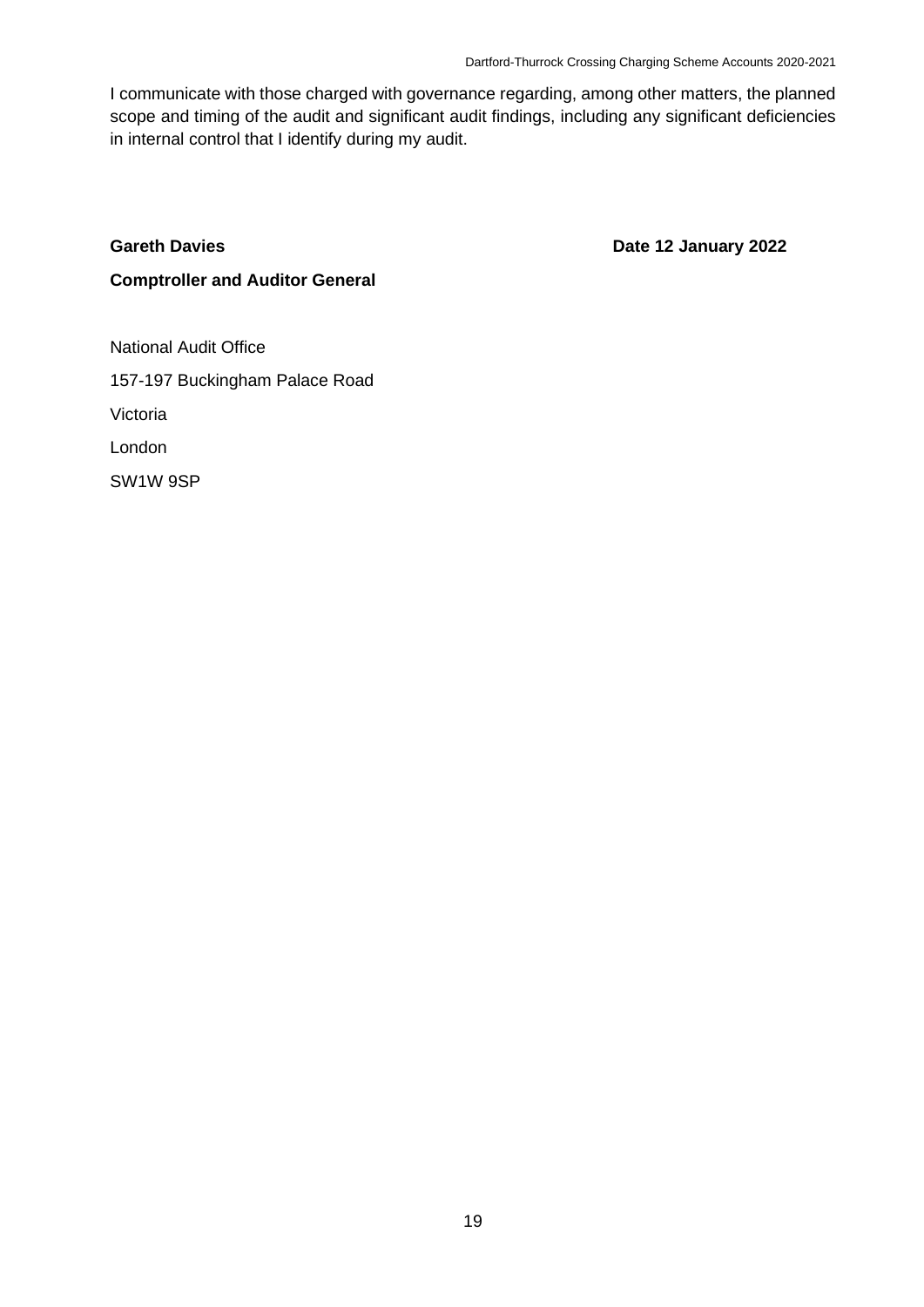I communicate with those charged with governance regarding, among other matters, the planned scope and timing of the audit and significant audit findings, including any significant deficiencies in internal control that I identify during my audit.

**Gareth Davies** **Date 12 January 2022**

**Comptroller and Auditor General**

National Audit Office

157-197 Buckingham Palace Road

Victoria

London

SW1W 9SP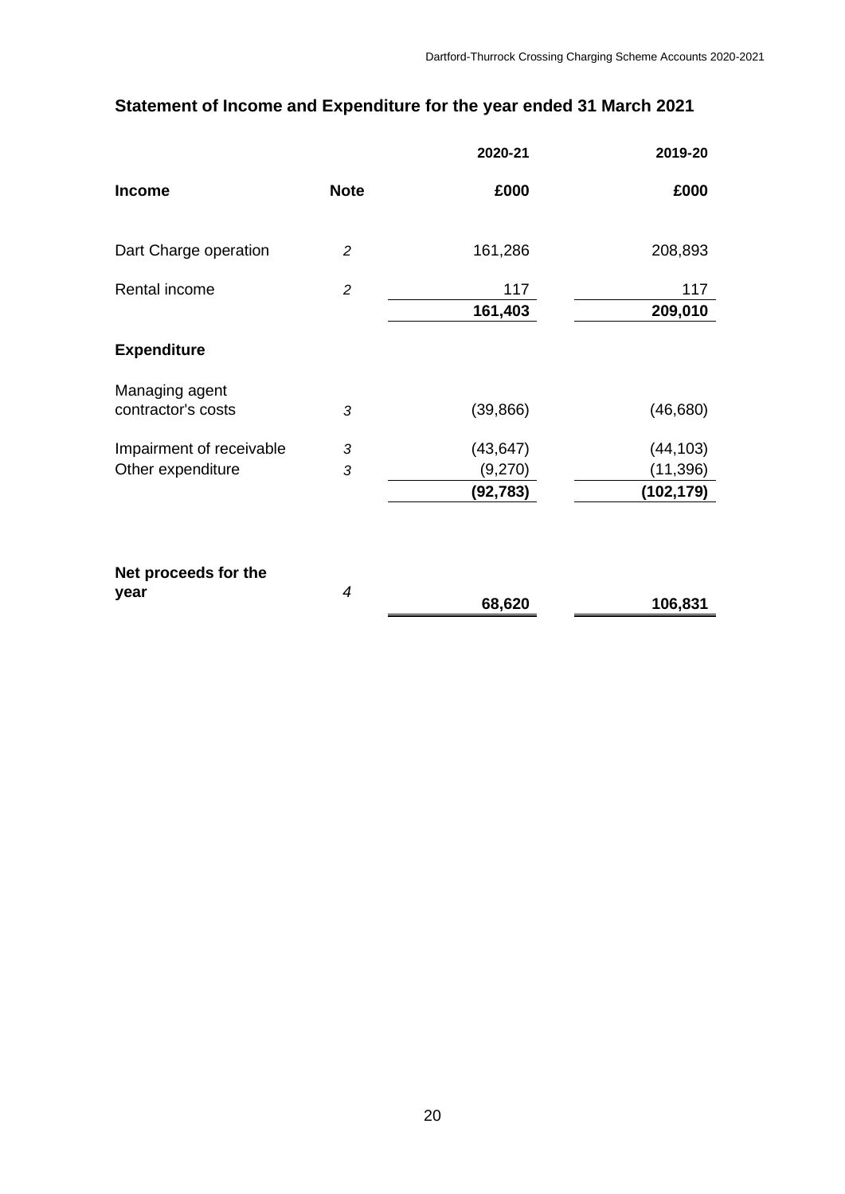## Statement of Income and Expenditure for the year ended 31 March 2021

| | | 2020-21 | 2019-20 |
|---|---|---|---|
| **Income** | **Note** | **£000** | **£000** |
| Dart Charge operation | *2* | 161,286 | 208,893 |
| Rental income | *2* | 117 | 117 |
| | | **161,403** | **209,010** |
| **Expenditure** | | | |
| Managing agent contractor's costs | *3* | (39,866) | (46,680) |
| Impairment of receivable | *3* | (43,647) | (44,103) |
| Other expenditure | *3* | (9,270) | (11,396) |
| | | **(92,783)** | **(102,179)** |
| **Net proceeds for the year** | *4* | **68,620** | **106,831** |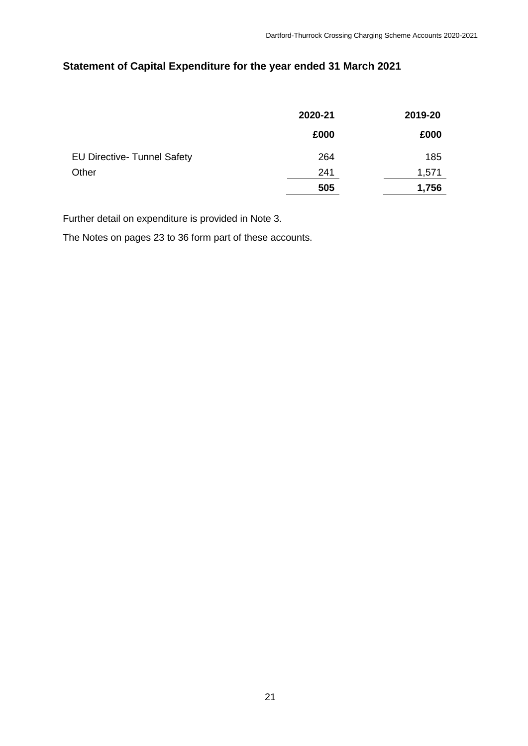## Statement of Capital Expenditure for the year ended 31 March 2021

| | 2020-21 | 2019-20 |
|---|---|---|
| | £000 | £000 |
| EU Directive- Tunnel Safety | 264 | 185 |
| Other | 241 | 1,571 |
| | **505** | **1,756** |

Further detail on expenditure is provided in Note 3.

The Notes on pages 23 to 36 form part of these accounts.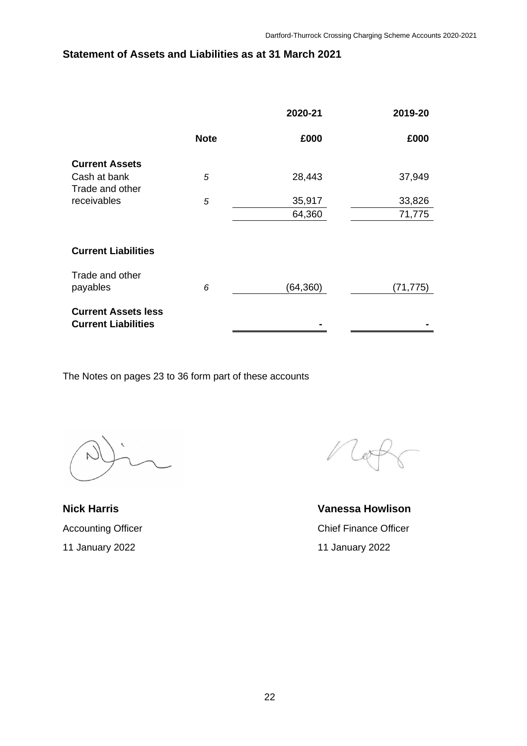## Statement of Assets and Liabilities as at 31 March 2021

| | Note | 2020-21 | 2019-20 |
|---|---|---|---|
| | | £000 | £000 |
| **Current Assets** | | | |
| Cash at bank | 5 | 28,443 | 37,949 |
| Trade and other receivables | 5 | 35,917 | 33,826 |
| | | 64,360 | 71,775 |
| **Current Liabilities** | | | |
| Trade and other payables | 6 | (64,360) | (71,775) |
| **Current Assets less Current Liabilities** | | - | - |

The Notes on pages 23 to 36 form part of these accounts

**Nick Harris**
Accounting Officer
11 January 2022

**Vanessa Howlison**
Chief Finance Officer
11 January 2022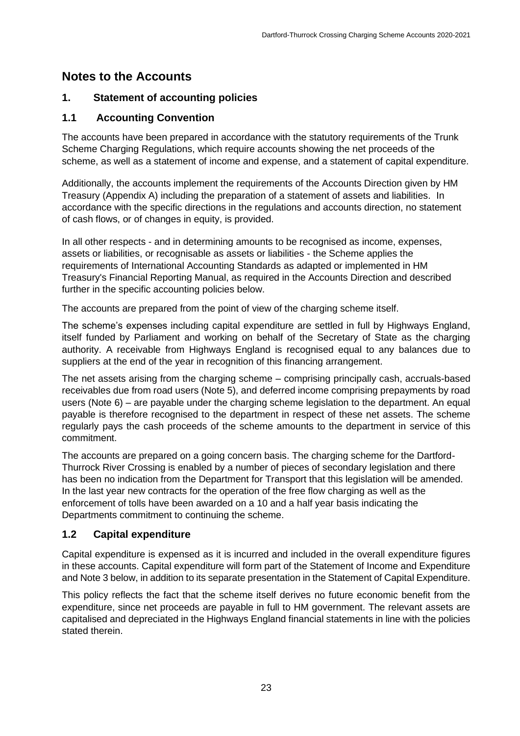# Notes to the Accounts

## 1. Statement of accounting policies

### 1.1 Accounting Convention

The accounts have been prepared in accordance with the statutory requirements of the Trunk Scheme Charging Regulations, which require accounts showing the net proceeds of the scheme, as well as a statement of income and expense, and a statement of capital expenditure.

Additionally, the accounts implement the requirements of the Accounts Direction given by HM Treasury (Appendix A) including the preparation of a statement of assets and liabilities. In accordance with the specific directions in the regulations and accounts direction, no statement of cash flows, or of changes in equity, is provided.

In all other respects - and in determining amounts to be recognised as income, expenses, assets or liabilities, or recognisable as assets or liabilities - the Scheme applies the requirements of International Accounting Standards as adapted or implemented in HM Treasury's Financial Reporting Manual, as required in the Accounts Direction and described further in the specific accounting policies below.

The accounts are prepared from the point of view of the charging scheme itself.

The scheme's expenses including capital expenditure are settled in full by Highways England, itself funded by Parliament and working on behalf of the Secretary of State as the charging authority. A receivable from Highways England is recognised equal to any balances due to suppliers at the end of the year in recognition of this financing arrangement.

The net assets arising from the charging scheme – comprising principally cash, accruals-based receivables due from road users (Note 5), and deferred income comprising prepayments by road users (Note 6) – are payable under the charging scheme legislation to the department. An equal payable is therefore recognised to the department in respect of these net assets. The scheme regularly pays the cash proceeds of the scheme amounts to the department in service of this commitment.

The accounts are prepared on a going concern basis. The charging scheme for the Dartford-Thurrock River Crossing is enabled by a number of pieces of secondary legislation and there has been no indication from the Department for Transport that this legislation will be amended. In the last year new contracts for the operation of the free flow charging as well as the enforcement of tolls have been awarded on a 10 and a half year basis indicating the Departments commitment to continuing the scheme.

### 1.2 Capital expenditure

Capital expenditure is expensed as it is incurred and included in the overall expenditure figures in these accounts. Capital expenditure will form part of the Statement of Income and Expenditure and Note 3 below, in addition to its separate presentation in the Statement of Capital Expenditure.

This policy reflects the fact that the scheme itself derives no future economic benefit from the expenditure, since net proceeds are payable in full to HM government. The relevant assets are capitalised and depreciated in the Highways England financial statements in line with the policies stated therein.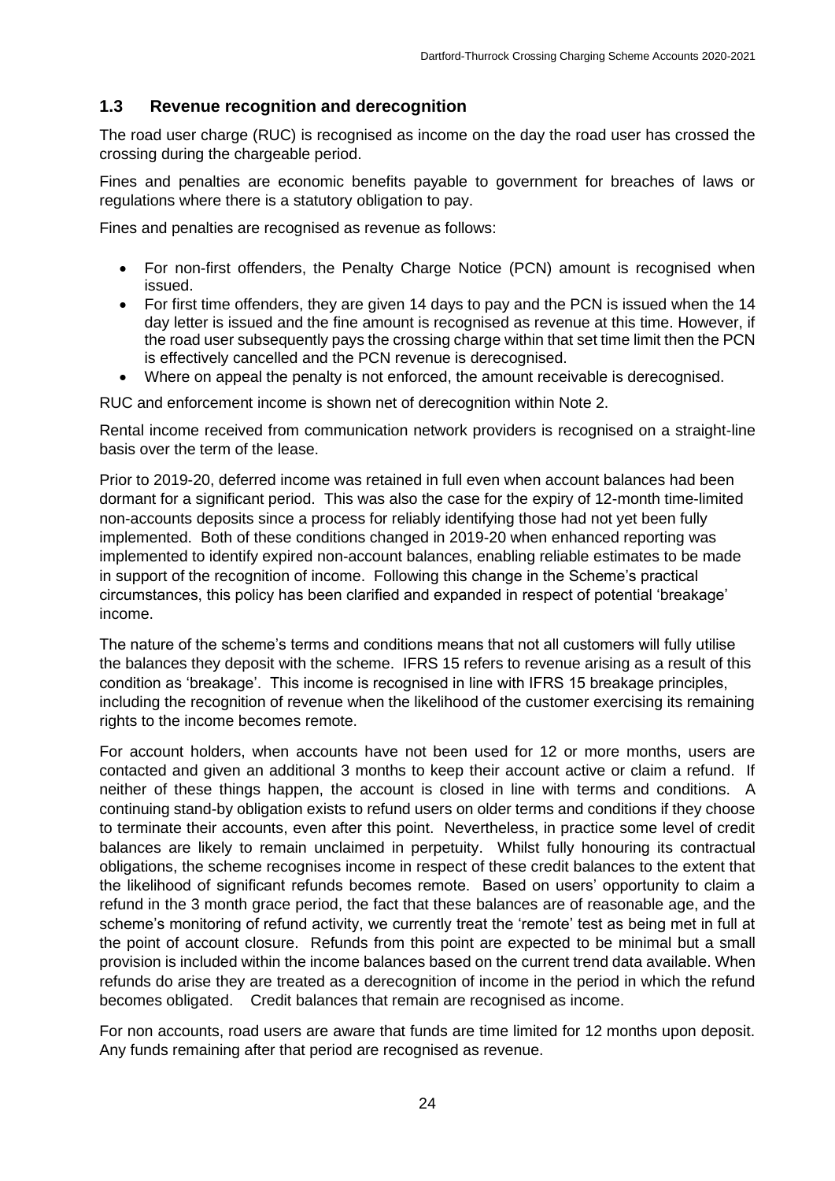## 1.3 Revenue recognition and derecognition

The road user charge (RUC) is recognised as income on the day the road user has crossed the crossing during the chargeable period.

Fines and penalties are economic benefits payable to government for breaches of laws or regulations where there is a statutory obligation to pay.

Fines and penalties are recognised as revenue as follows:

- For non-first offenders, the Penalty Charge Notice (PCN) amount is recognised when issued.
- For first time offenders, they are given 14 days to pay and the PCN is issued when the 14 day letter is issued and the fine amount is recognised as revenue at this time. However, if the road user subsequently pays the crossing charge within that set time limit then the PCN is effectively cancelled and the PCN revenue is derecognised.
- Where on appeal the penalty is not enforced, the amount receivable is derecognised.

RUC and enforcement income is shown net of derecognition within Note 2.

Rental income received from communication network providers is recognised on a straight-line basis over the term of the lease.

Prior to 2019-20, deferred income was retained in full even when account balances had been dormant for a significant period. This was also the case for the expiry of 12-month time-limited non-accounts deposits since a process for reliably identifying those had not yet been fully implemented. Both of these conditions changed in 2019-20 when enhanced reporting was implemented to identify expired non-account balances, enabling reliable estimates to be made in support of the recognition of income. Following this change in the Scheme's practical circumstances, this policy has been clarified and expanded in respect of potential 'breakage' income.

The nature of the scheme's terms and conditions means that not all customers will fully utilise the balances they deposit with the scheme. IFRS 15 refers to revenue arising as a result of this condition as 'breakage'. This income is recognised in line with IFRS 15 breakage principles, including the recognition of revenue when the likelihood of the customer exercising its remaining rights to the income becomes remote.

For account holders, when accounts have not been used for 12 or more months, users are contacted and given an additional 3 months to keep their account active or claim a refund. If neither of these things happen, the account is closed in line with terms and conditions. A continuing stand-by obligation exists to refund users on older terms and conditions if they choose to terminate their accounts, even after this point. Nevertheless, in practice some level of credit balances are likely to remain unclaimed in perpetuity. Whilst fully honouring its contractual obligations, the scheme recognises income in respect of these credit balances to the extent that the likelihood of significant refunds becomes remote. Based on users' opportunity to claim a refund in the 3 month grace period, the fact that these balances are of reasonable age, and the scheme's monitoring of refund activity, we currently treat the 'remote' test as being met in full at the point of account closure. Refunds from this point are expected to be minimal but a small provision is included within the income balances based on the current trend data available. When refunds do arise they are treated as a derecognition of income in the period in which the refund becomes obligated. Credit balances that remain are recognised as income.

For non accounts, road users are aware that funds are time limited for 12 months upon deposit. Any funds remaining after that period are recognised as revenue.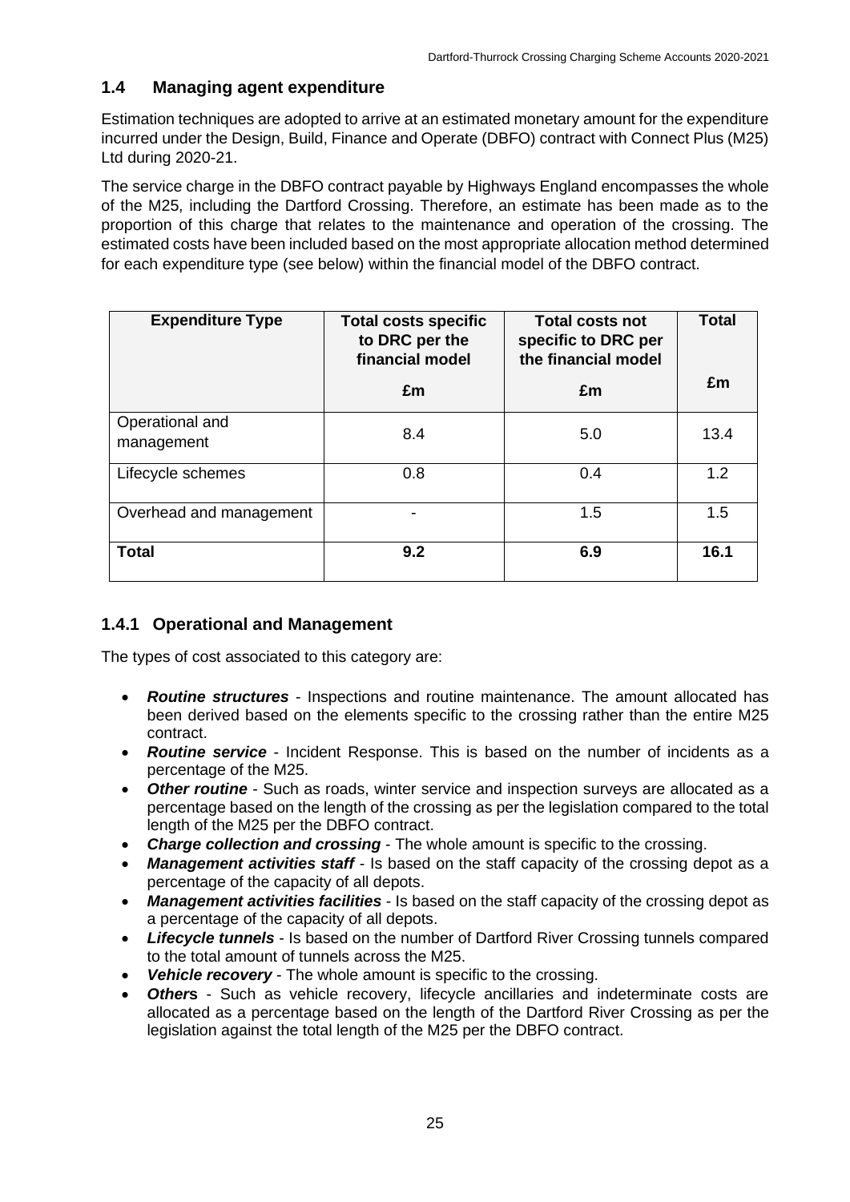## 1.4 Managing agent expenditure

Estimation techniques are adopted to arrive at an estimated monetary amount for the expenditure incurred under the Design, Build, Finance and Operate (DBFO) contract with Connect Plus (M25) Ltd during 2020-21.

The service charge in the DBFO contract payable by Highways England encompasses the whole of the M25, including the Dartford Crossing. Therefore, an estimate has been made as to the proportion of this charge that relates to the maintenance and operation of the crossing. The estimated costs have been included based on the most appropriate allocation method determined for each expenditure type (see below) within the financial model of the DBFO contract.

| Expenditure Type | Total costs specific to DRC per the financial model | Total costs not specific to DRC per the financial model | Total |
|---|---|---|---|
| | £m | £m | £m |
| Operational and management | 8.4 | 5.0 | 13.4 |
| Lifecycle schemes | 0.8 | 0.4 | 1.2 |
| Overhead and management | - | 1.5 | 1.5 |
| **Total** | **9.2** | **6.9** | **16.1** |

### 1.4.1 Operational and Management

The types of cost associated to this category are:

- ***Routine structures*** - Inspections and routine maintenance. The amount allocated has been derived based on the elements specific to the crossing rather than the entire M25 contract.
- ***Routine service*** - Incident Response. This is based on the number of incidents as a percentage of the M25.
- ***Other routine*** - Such as roads, winter service and inspection surveys are allocated as a percentage based on the length of the crossing as per the legislation compared to the total length of the M25 per the DBFO contract.
- ***Charge collection and crossing*** - The whole amount is specific to the crossing.
- ***Management activities staff*** - Is based on the staff capacity of the crossing depot as a percentage of the capacity of all depots.
- ***Management activities facilities*** - Is based on the staff capacity of the crossing depot as a percentage of the capacity of all depots.
- ***Lifecycle tunnels*** - Is based on the number of Dartford River Crossing tunnels compared to the total amount of tunnels across the M25.
- ***Vehicle recovery*** - The whole amount is specific to the crossing.
- ***Others*** - Such as vehicle recovery, lifecycle ancillaries and indeterminate costs are allocated as a percentage based on the length of the Dartford River Crossing as per the legislation against the total length of the M25 per the DBFO contract.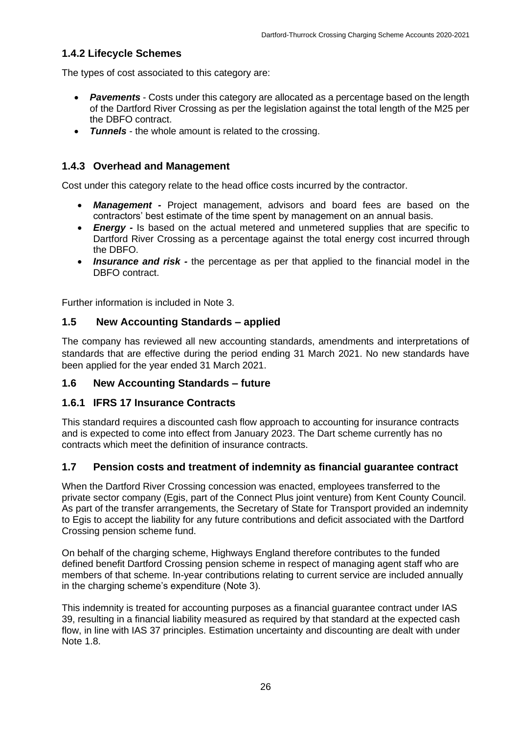### 1.4.2 Lifecycle Schemes

The types of cost associated to this category are:

- ***Pavements*** - Costs under this category are allocated as a percentage based on the length of the Dartford River Crossing as per the legislation against the total length of the M25 per the DBFO contract.
- ***Tunnels*** - the whole amount is related to the crossing.

### 1.4.3 Overhead and Management

Cost under this category relate to the head office costs incurred by the contractor.

- ***Management -*** Project management, advisors and board fees are based on the contractors' best estimate of the time spent by management on an annual basis.
- ***Energy -*** Is based on the actual metered and unmetered supplies that are specific to Dartford River Crossing as a percentage against the total energy cost incurred through the DBFO.
- ***Insurance and risk -*** the percentage as per that applied to the financial model in the DBFO contract.

Further information is included in Note 3.

## 1.5 New Accounting Standards – applied

The company has reviewed all new accounting standards, amendments and interpretations of standards that are effective during the period ending 31 March 2021. No new standards have been applied for the year ended 31 March 2021.

## 1.6 New Accounting Standards – future

### 1.6.1 IFRS 17 Insurance Contracts

This standard requires a discounted cash flow approach to accounting for insurance contracts and is expected to come into effect from January 2023. The Dart scheme currently has no contracts which meet the definition of insurance contracts.

## 1.7 Pension costs and treatment of indemnity as financial guarantee contract

When the Dartford River Crossing concession was enacted, employees transferred to the private sector company (Egis, part of the Connect Plus joint venture) from Kent County Council. As part of the transfer arrangements, the Secretary of State for Transport provided an indemnity to Egis to accept the liability for any future contributions and deficit associated with the Dartford Crossing pension scheme fund.

On behalf of the charging scheme, Highways England therefore contributes to the funded defined benefit Dartford Crossing pension scheme in respect of managing agent staff who are members of that scheme. In-year contributions relating to current service are included annually in the charging scheme's expenditure (Note 3).

This indemnity is treated for accounting purposes as a financial guarantee contract under IAS 39, resulting in a financial liability measured as required by that standard at the expected cash flow, in line with IAS 37 principles. Estimation uncertainty and discounting are dealt with under Note 1.8.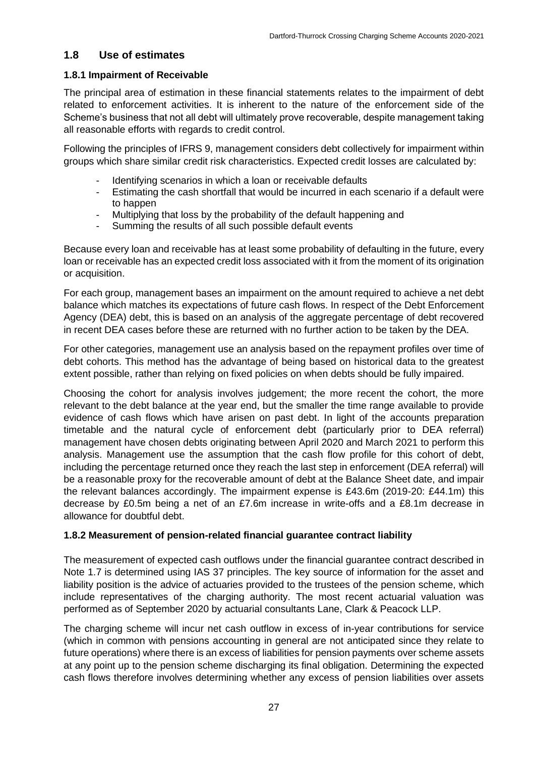## 1.8 Use of estimates

### 1.8.1 Impairment of Receivable

The principal area of estimation in these financial statements relates to the impairment of debt related to enforcement activities. It is inherent to the nature of the enforcement side of the Scheme's business that not all debt will ultimately prove recoverable, despite management taking all reasonable efforts with regards to credit control.

Following the principles of IFRS 9, management considers debt collectively for impairment within groups which share similar credit risk characteristics. Expected credit losses are calculated by:

- Identifying scenarios in which a loan or receivable defaults
- Estimating the cash shortfall that would be incurred in each scenario if a default were to happen
- Multiplying that loss by the probability of the default happening and
- Summing the results of all such possible default events

Because every loan and receivable has at least some probability of defaulting in the future, every loan or receivable has an expected credit loss associated with it from the moment of its origination or acquisition.

For each group, management bases an impairment on the amount required to achieve a net debt balance which matches its expectations of future cash flows. In respect of the Debt Enforcement Agency (DEA) debt, this is based on an analysis of the aggregate percentage of debt recovered in recent DEA cases before these are returned with no further action to be taken by the DEA.

For other categories, management use an analysis based on the repayment profiles over time of debt cohorts. This method has the advantage of being based on historical data to the greatest extent possible, rather than relying on fixed policies on when debts should be fully impaired.

Choosing the cohort for analysis involves judgement; the more recent the cohort, the more relevant to the debt balance at the year end, but the smaller the time range available to provide evidence of cash flows which have arisen on past debt. In light of the accounts preparation timetable and the natural cycle of enforcement debt (particularly prior to DEA referral) management have chosen debts originating between April 2020 and March 2021 to perform this analysis. Management use the assumption that the cash flow profile for this cohort of debt, including the percentage returned once they reach the last step in enforcement (DEA referral) will be a reasonable proxy for the recoverable amount of debt at the Balance Sheet date, and impair the relevant balances accordingly. The impairment expense is £43.6m (2019-20: £44.1m) this decrease by £0.5m being a net of an £7.6m increase in write-offs and a £8.1m decrease in allowance for doubtful debt.

### 1.8.2 Measurement of pension-related financial guarantee contract liability

The measurement of expected cash outflows under the financial guarantee contract described in Note 1.7 is determined using IAS 37 principles. The key source of information for the asset and liability position is the advice of actuaries provided to the trustees of the pension scheme, which include representatives of the charging authority. The most recent actuarial valuation was performed as of September 2020 by actuarial consultants Lane, Clark & Peacock LLP.

The charging scheme will incur net cash outflow in excess of in-year contributions for service (which in common with pensions accounting in general are not anticipated since they relate to future operations) where there is an excess of liabilities for pension payments over scheme assets at any point up to the pension scheme discharging its final obligation. Determining the expected cash flows therefore involves determining whether any excess of pension liabilities over assets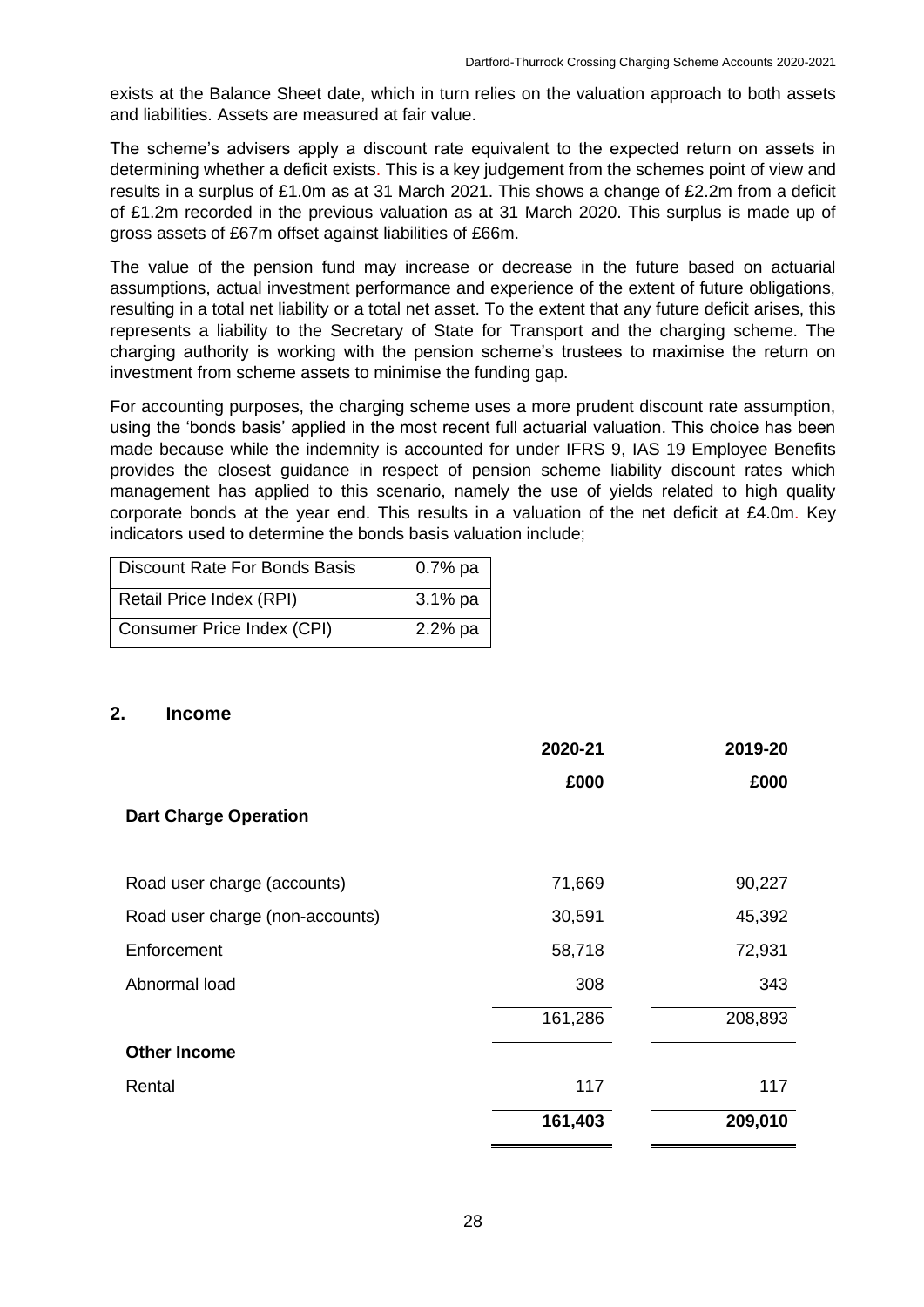exists at the Balance Sheet date, which in turn relies on the valuation approach to both assets and liabilities. Assets are measured at fair value.

The scheme's advisers apply a discount rate equivalent to the expected return on assets in determining whether a deficit exists. This is a key judgement from the schemes point of view and results in a surplus of £1.0m as at 31 March 2021. This shows a change of £2.2m from a deficit of £1.2m recorded in the previous valuation as at 31 March 2020. This surplus is made up of gross assets of £67m offset against liabilities of £66m.

The value of the pension fund may increase or decrease in the future based on actuarial assumptions, actual investment performance and experience of the extent of future obligations, resulting in a total net liability or a total net asset. To the extent that any future deficit arises, this represents a liability to the Secretary of State for Transport and the charging scheme. The charging authority is working with the pension scheme's trustees to maximise the return on investment from scheme assets to minimise the funding gap.

For accounting purposes, the charging scheme uses a more prudent discount rate assumption, using the 'bonds basis' applied in the most recent full actuarial valuation. This choice has been made because while the indemnity is accounted for under IFRS 9, IAS 19 Employee Benefits provides the closest guidance in respect of pension scheme liability discount rates which management has applied to this scenario, namely the use of yields related to high quality corporate bonds at the year end. This results in a valuation of the net deficit at £4.0m. Key indicators used to determine the bonds basis valuation include;

| | |
|---|---|
| Discount Rate For Bonds Basis | 0.7% pa |
| Retail Price Index (RPI) | 3.1% pa |
| Consumer Price Index (CPI) | 2.2% pa |

## 2. Income

| | 2020-21 | 2019-20 |
|---|---|---|
| | £000 | £000 |
| **Dart Charge Operation** | | |
| Road user charge (accounts) | 71,669 | 90,227 |
| Road user charge (non-accounts) | 30,591 | 45,392 |
| Enforcement | 58,718 | 72,931 |
| Abnormal load | 308 | 343 |
| | 161,286 | 208,893 |
| **Other Income** | | |
| Rental | 117 | 117 |
| | **161,403** | **209,010** |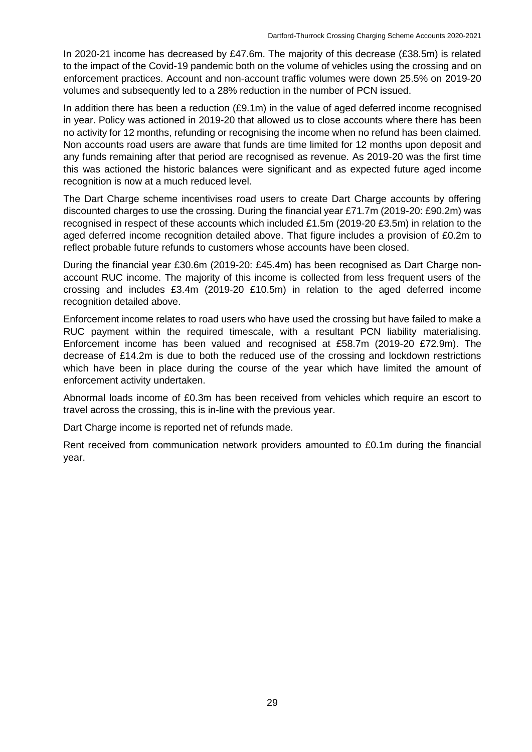In 2020-21 income has decreased by £47.6m. The majority of this decrease (£38.5m) is related to the impact of the Covid-19 pandemic both on the volume of vehicles using the crossing and on enforcement practices. Account and non-account traffic volumes were down 25.5% on 2019-20 volumes and subsequently led to a 28% reduction in the number of PCN issued.

In addition there has been a reduction (£9.1m) in the value of aged deferred income recognised in year. Policy was actioned in 2019-20 that allowed us to close accounts where there has been no activity for 12 months, refunding or recognising the income when no refund has been claimed. Non accounts road users are aware that funds are time limited for 12 months upon deposit and any funds remaining after that period are recognised as revenue. As 2019-20 was the first time this was actioned the historic balances were significant and as expected future aged income recognition is now at a much reduced level.

The Dart Charge scheme incentivises road users to create Dart Charge accounts by offering discounted charges to use the crossing. During the financial year £71.7m (2019-20: £90.2m) was recognised in respect of these accounts which included £1.5m (2019-20 £3.5m) in relation to the aged deferred income recognition detailed above. That figure includes a provision of £0.2m to reflect probable future refunds to customers whose accounts have been closed.

During the financial year £30.6m (2019-20: £45.4m) has been recognised as Dart Charge non-account RUC income. The majority of this income is collected from less frequent users of the crossing and includes £3.4m (2019-20 £10.5m) in relation to the aged deferred income recognition detailed above.

Enforcement income relates to road users who have used the crossing but have failed to make a RUC payment within the required timescale, with a resultant PCN liability materialising. Enforcement income has been valued and recognised at £58.7m (2019-20 £72.9m). The decrease of £14.2m is due to both the reduced use of the crossing and lockdown restrictions which have been in place during the course of the year which have limited the amount of enforcement activity undertaken.

Abnormal loads income of £0.3m has been received from vehicles which require an escort to travel across the crossing, this is in-line with the previous year.

Dart Charge income is reported net of refunds made.

Rent received from communication network providers amounted to £0.1m during the financial year.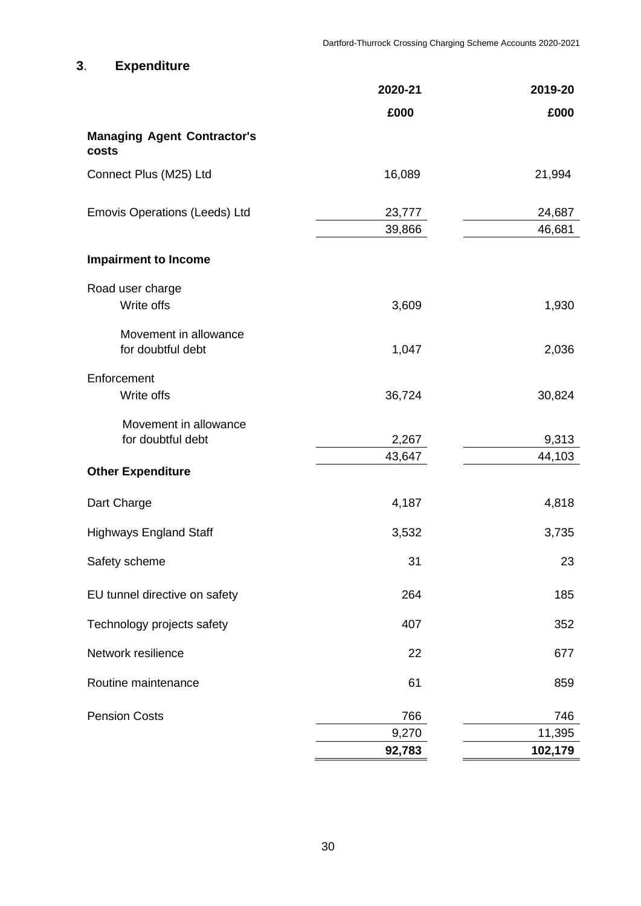## 3. Expenditure

| | 2020-21 | 2019-20 |
|---|---|---|
| | £000 | £000 |
| **Managing Agent Contractor's costs** | | |
| Connect Plus (M25) Ltd | 16,089 | 21,994 |
| Emovis Operations (Leeds) Ltd | 23,777 | 24,687 |
| | 39,866 | 46,681 |
| **Impairment to Income** | | |
| Road user charge | | |
| Write offs | 3,609 | 1,930 |
| Movement in allowance for doubtful debt | 1,047 | 2,036 |
| Enforcement | | |
| Write offs | 36,724 | 30,824 |
| Movement in allowance for doubtful debt | 2,267 | 9,313 |
| | 43,647 | 44,103 |
| **Other Expenditure** | | |
| Dart Charge | 4,187 | 4,818 |
| Highways England Staff | 3,532 | 3,735 |
| Safety scheme | 31 | 23 |
| EU tunnel directive on safety | 264 | 185 |
| Technology projects safety | 407 | 352 |
| Network resilience | 22 | 677 |
| Routine maintenance | 61 | 859 |
| Pension Costs | 766 | 746 |
| | 9,270 | 11,395 |
| | **92,783** | **102,179** |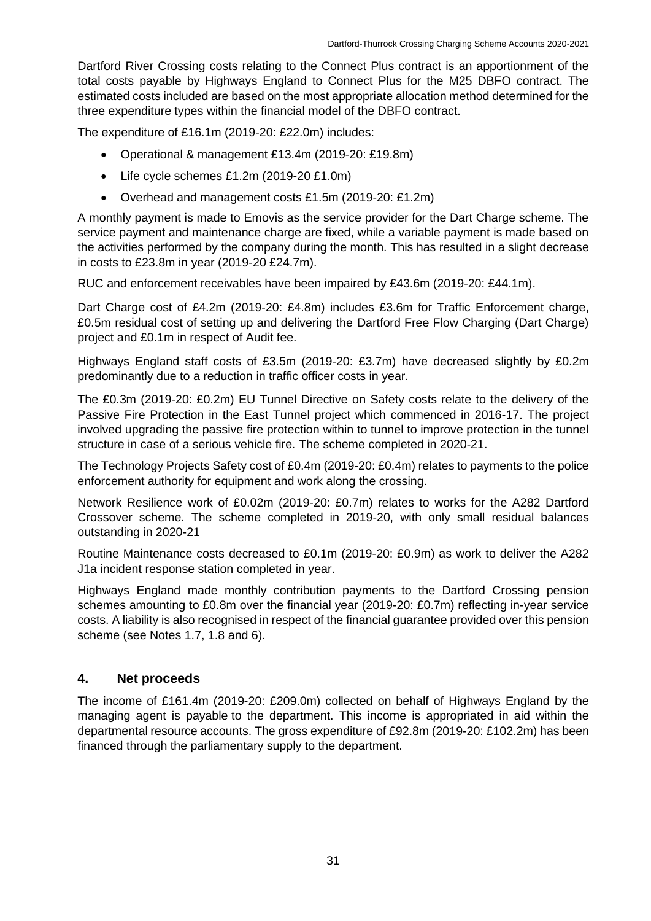Dartford River Crossing costs relating to the Connect Plus contract is an apportionment of the total costs payable by Highways England to Connect Plus for the M25 DBFO contract. The estimated costs included are based on the most appropriate allocation method determined for the three expenditure types within the financial model of the DBFO contract.

The expenditure of £16.1m (2019-20: £22.0m) includes:

- Operational & management £13.4m (2019-20: £19.8m)
- Life cycle schemes £1.2m (2019-20 £1.0m)
- Overhead and management costs £1.5m (2019-20: £1.2m)

A monthly payment is made to Emovis as the service provider for the Dart Charge scheme. The service payment and maintenance charge are fixed, while a variable payment is made based on the activities performed by the company during the month. This has resulted in a slight decrease in costs to £23.8m in year (2019-20 £24.7m).

RUC and enforcement receivables have been impaired by £43.6m (2019-20: £44.1m).

Dart Charge cost of £4.2m (2019-20: £4.8m) includes £3.6m for Traffic Enforcement charge, £0.5m residual cost of setting up and delivering the Dartford Free Flow Charging (Dart Charge) project and £0.1m in respect of Audit fee.

Highways England staff costs of £3.5m (2019-20: £3.7m) have decreased slightly by £0.2m predominantly due to a reduction in traffic officer costs in year.

The £0.3m (2019-20: £0.2m) EU Tunnel Directive on Safety costs relate to the delivery of the Passive Fire Protection in the East Tunnel project which commenced in 2016-17. The project involved upgrading the passive fire protection within to tunnel to improve protection in the tunnel structure in case of a serious vehicle fire. The scheme completed in 2020-21.

The Technology Projects Safety cost of £0.4m (2019-20: £0.4m) relates to payments to the police enforcement authority for equipment and work along the crossing.

Network Resilience work of £0.02m (2019-20: £0.7m) relates to works for the A282 Dartford Crossover scheme. The scheme completed in 2019-20, with only small residual balances outstanding in 2020-21

Routine Maintenance costs decreased to £0.1m (2019-20: £0.9m) as work to deliver the A282 J1a incident response station completed in year.

Highways England made monthly contribution payments to the Dartford Crossing pension schemes amounting to £0.8m over the financial year (2019-20: £0.7m) reflecting in-year service costs. A liability is also recognised in respect of the financial guarantee provided over this pension scheme (see Notes 1.7, 1.8 and 6).

## 4. Net proceeds

The income of £161.4m (2019-20: £209.0m) collected on behalf of Highways England by the managing agent is payable to the department. This income is appropriated in aid within the departmental resource accounts. The gross expenditure of £92.8m (2019-20: £102.2m) has been financed through the parliamentary supply to the department.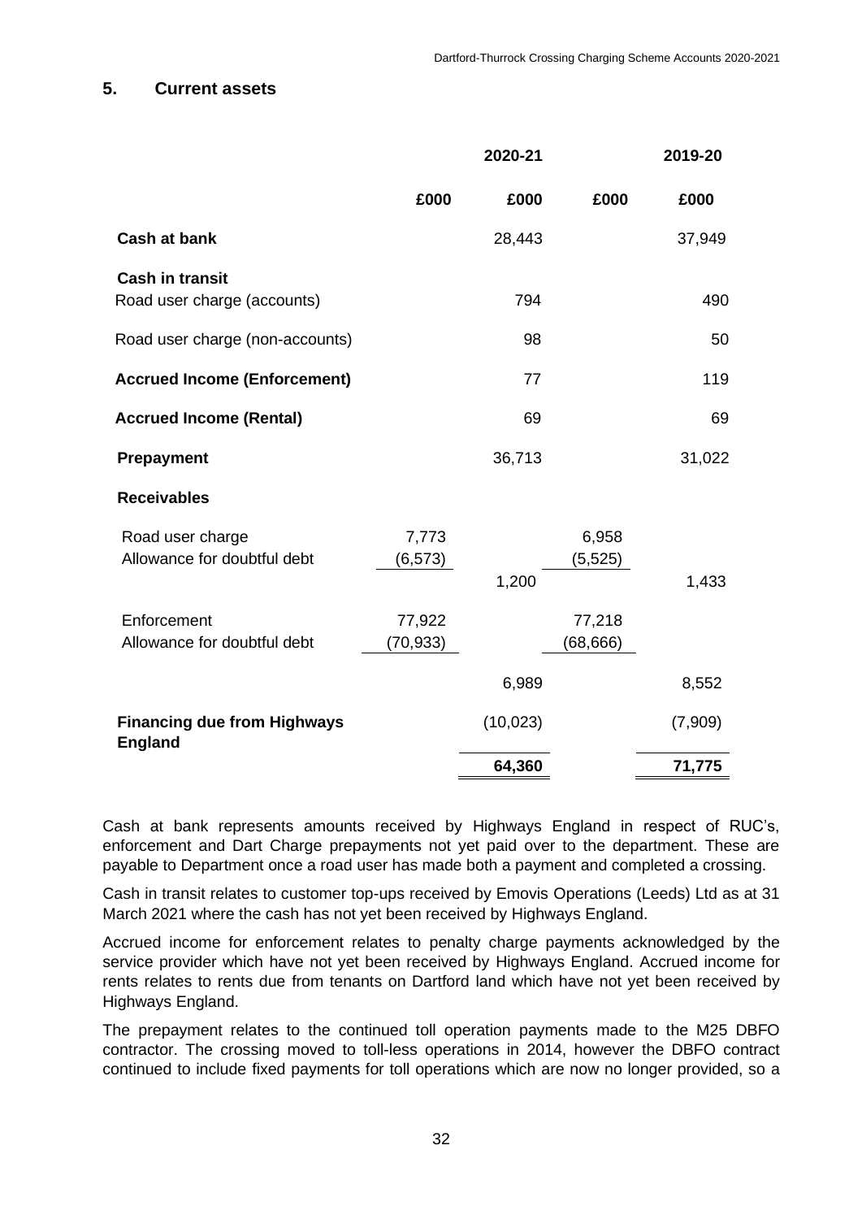## 5. Current assets

| | 2020-21 | | 2019-20 | |
|---|---|---|---|---|
| | £000 | £000 | £000 | £000 |
| **Cash at bank** | | 28,443 | | 37,949 |
| **Cash in transit** | | | | |
| Road user charge (accounts) | | 794 | | 490 |
| Road user charge (non-accounts) | | 98 | | 50 |
| **Accrued Income (Enforcement)** | | 77 | | 119 |
| **Accrued Income (Rental)** | | 69 | | 69 |
| **Prepayment** | | 36,713 | | 31,022 |
| **Receivables** | | | | |
| Road user charge | 7,773 | | 6,958 | |
| Allowance for doubtful debt | (6,573) | | (5,525) | |
| | | 1,200 | | 1,433 |
| Enforcement | 77,922 | | 77,218 | |
| Allowance for doubtful debt | (70,933) | | (68,666) | |
| | | 6,989 | | 8,552 |
| **Financing due from Highways England** | | (10,023) | | (7,909) |
| | | **64,360** | | **71,775** |

Cash at bank represents amounts received by Highways England in respect of RUC's, enforcement and Dart Charge prepayments not yet paid over to the department. These are payable to Department once a road user has made both a payment and completed a crossing.

Cash in transit relates to customer top-ups received by Emovis Operations (Leeds) Ltd as at 31 March 2021 where the cash has not yet been received by Highways England.

Accrued income for enforcement relates to penalty charge payments acknowledged by the service provider which have not yet been received by Highways England. Accrued income for rents relates to rents due from tenants on Dartford land which have not yet been received by Highways England.

The prepayment relates to the continued toll operation payments made to the M25 DBFO contractor. The crossing moved to toll-less operations in 2014, however the DBFO contract continued to include fixed payments for toll operations which are now no longer provided, so a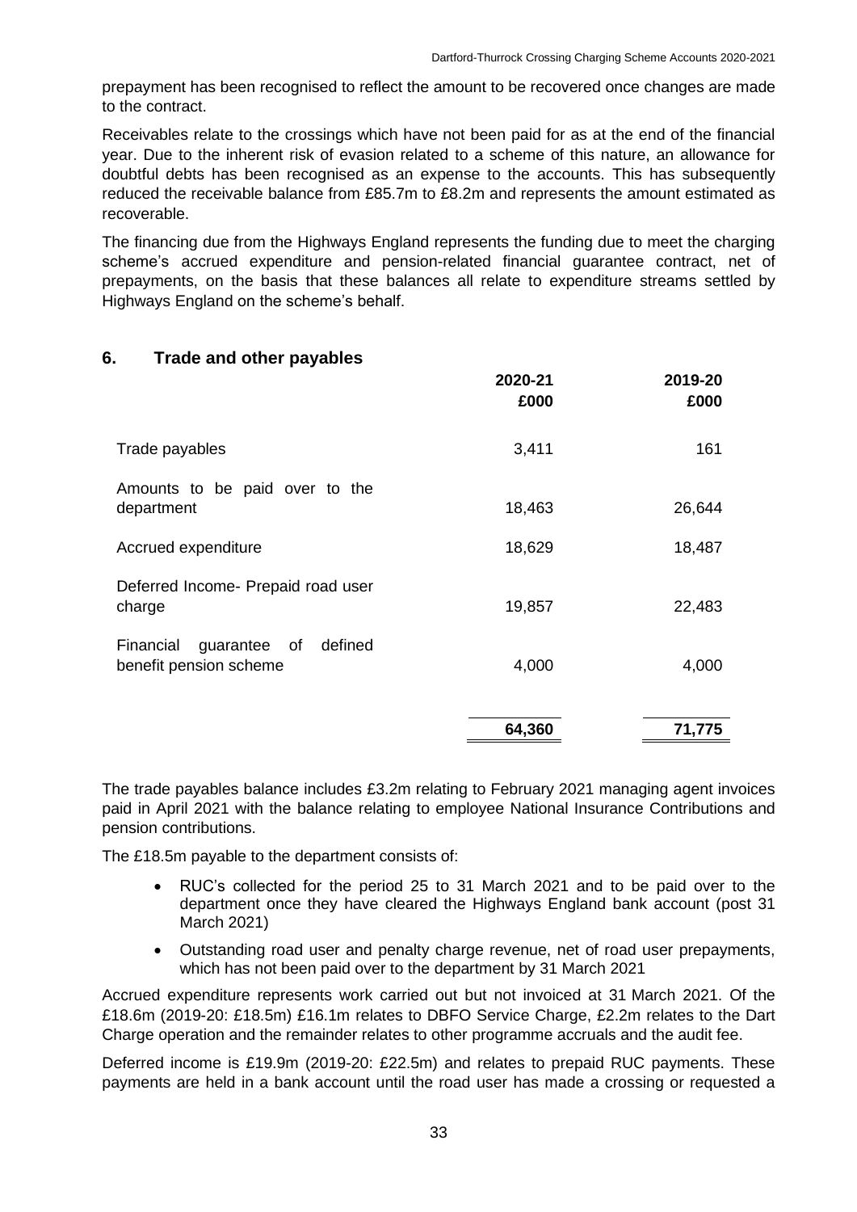prepayment has been recognised to reflect the amount to be recovered once changes are made to the contract.

Receivables relate to the crossings which have not been paid for as at the end of the financial year. Due to the inherent risk of evasion related to a scheme of this nature, an allowance for doubtful debts has been recognised as an expense to the accounts. This has subsequently reduced the receivable balance from £85.7m to £8.2m and represents the amount estimated as recoverable.

The financing due from the Highways England represents the funding due to meet the charging scheme's accrued expenditure and pension-related financial guarantee contract, net of prepayments, on the basis that these balances all relate to expenditure streams settled by Highways England on the scheme's behalf.

## 6. Trade and other payables

| | 2020-21 £000 | 2019-20 £000 |
|---|---|---|
| Trade payables | 3,411 | 161 |
| Amounts to be paid over to the department | 18,463 | 26,644 |
| Accrued expenditure | 18,629 | 18,487 |
| Deferred Income- Prepaid road user charge | 19,857 | 22,483 |
| Financial guarantee of defined benefit pension scheme | 4,000 | 4,000 |
| | **64,360** | **71,775** |

The trade payables balance includes £3.2m relating to February 2021 managing agent invoices paid in April 2021 with the balance relating to employee National Insurance Contributions and pension contributions.

The £18.5m payable to the department consists of:

- RUC's collected for the period 25 to 31 March 2021 and to be paid over to the department once they have cleared the Highways England bank account (post 31 March 2021)
- Outstanding road user and penalty charge revenue, net of road user prepayments, which has not been paid over to the department by 31 March 2021

Accrued expenditure represents work carried out but not invoiced at 31 March 2021. Of the £18.6m (2019-20: £18.5m) £16.1m relates to DBFO Service Charge, £2.2m relates to the Dart Charge operation and the remainder relates to other programme accruals and the audit fee.

Deferred income is £19.9m (2019-20: £22.5m) and relates to prepaid RUC payments. These payments are held in a bank account until the road user has made a crossing or requested a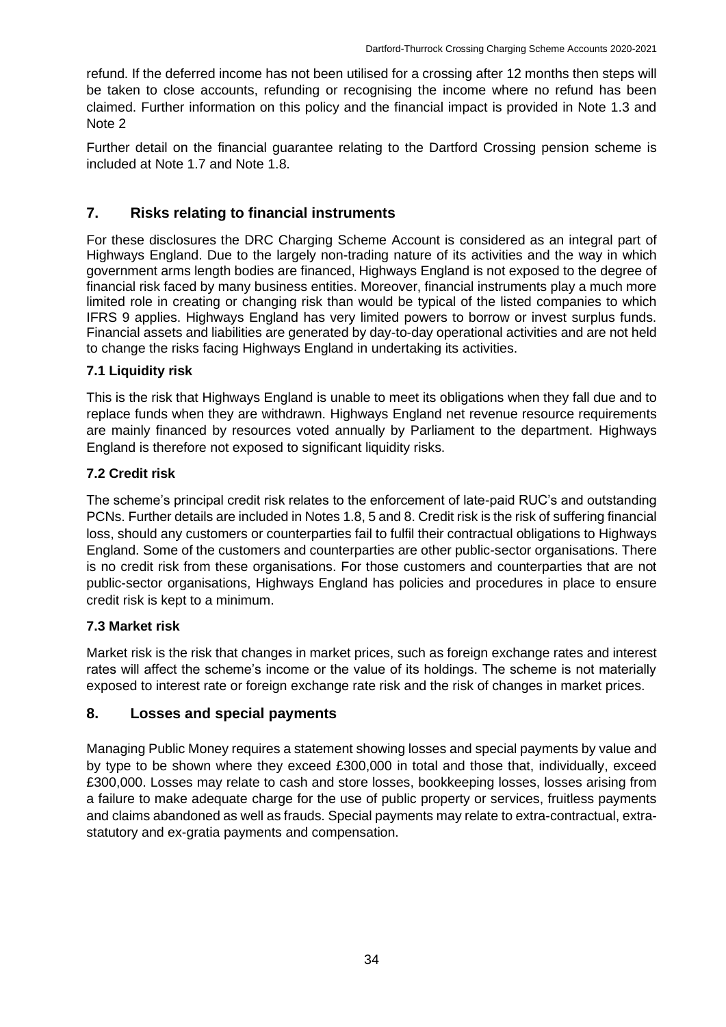refund. If the deferred income has not been utilised for a crossing after 12 months then steps will be taken to close accounts, refunding or recognising the income where no refund has been claimed. Further information on this policy and the financial impact is provided in Note 1.3 and Note 2

Further detail on the financial guarantee relating to the Dartford Crossing pension scheme is included at Note 1.7 and Note 1.8.

## 7. Risks relating to financial instruments

For these disclosures the DRC Charging Scheme Account is considered as an integral part of Highways England. Due to the largely non-trading nature of its activities and the way in which government arms length bodies are financed, Highways England is not exposed to the degree of financial risk faced by many business entities. Moreover, financial instruments play a much more limited role in creating or changing risk than would be typical of the listed companies to which IFRS 9 applies. Highways England has very limited powers to borrow or invest surplus funds. Financial assets and liabilities are generated by day-to-day operational activities and are not held to change the risks facing Highways England in undertaking its activities.

### 7.1 Liquidity risk

This is the risk that Highways England is unable to meet its obligations when they fall due and to replace funds when they are withdrawn. Highways England net revenue resource requirements are mainly financed by resources voted annually by Parliament to the department. Highways England is therefore not exposed to significant liquidity risks.

### 7.2 Credit risk

The scheme's principal credit risk relates to the enforcement of late-paid RUC's and outstanding PCNs. Further details are included in Notes 1.8, 5 and 8. Credit risk is the risk of suffering financial loss, should any customers or counterparties fail to fulfil their contractual obligations to Highways England. Some of the customers and counterparties are other public-sector organisations. There is no credit risk from these organisations. For those customers and counterparties that are not public-sector organisations, Highways England has policies and procedures in place to ensure credit risk is kept to a minimum.

### 7.3 Market risk

Market risk is the risk that changes in market prices, such as foreign exchange rates and interest rates will affect the scheme's income or the value of its holdings. The scheme is not materially exposed to interest rate or foreign exchange rate risk and the risk of changes in market prices.

## 8. Losses and special payments

Managing Public Money requires a statement showing losses and special payments by value and by type to be shown where they exceed £300,000 in total and those that, individually, exceed £300,000. Losses may relate to cash and store losses, bookkeeping losses, losses arising from a failure to make adequate charge for the use of public property or services, fruitless payments and claims abandoned as well as frauds. Special payments may relate to extra-contractual, extra-statutory and ex-gratia payments and compensation.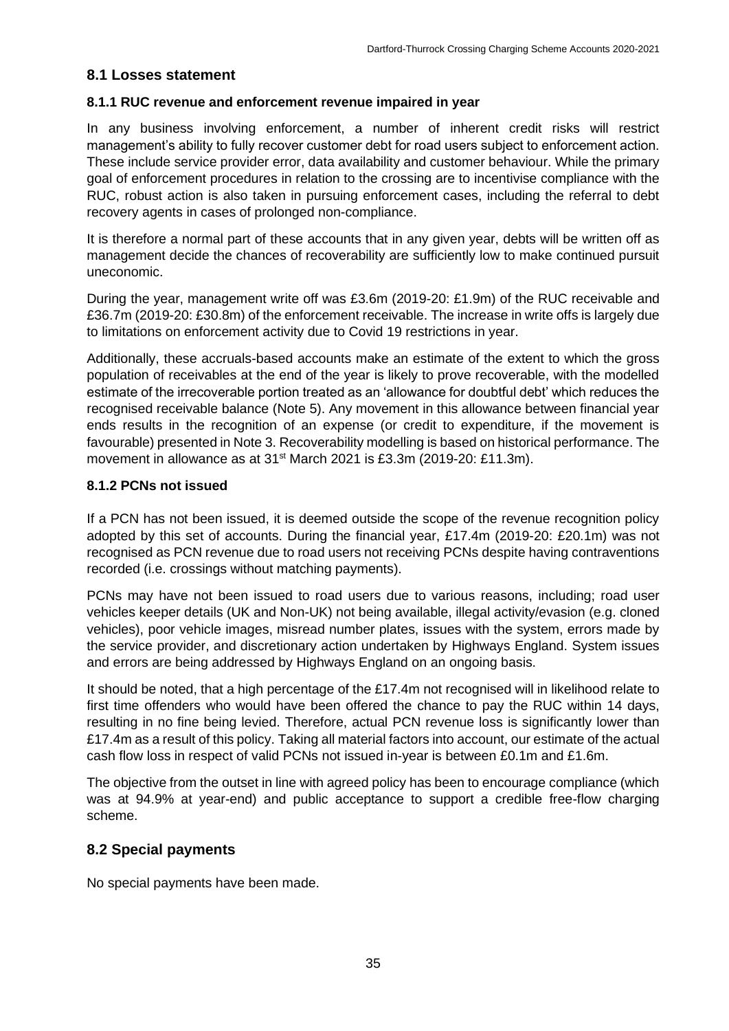## 8.1 Losses statement

### 8.1.1 RUC revenue and enforcement revenue impaired in year

In any business involving enforcement, a number of inherent credit risks will restrict management's ability to fully recover customer debt for road users subject to enforcement action. These include service provider error, data availability and customer behaviour. While the primary goal of enforcement procedures in relation to the crossing are to incentivise compliance with the RUC, robust action is also taken in pursuing enforcement cases, including the referral to debt recovery agents in cases of prolonged non-compliance.

It is therefore a normal part of these accounts that in any given year, debts will be written off as management decide the chances of recoverability are sufficiently low to make continued pursuit uneconomic.

During the year, management write off was £3.6m (2019-20: £1.9m) of the RUC receivable and £36.7m (2019-20: £30.8m) of the enforcement receivable. The increase in write offs is largely due to limitations on enforcement activity due to Covid 19 restrictions in year.

Additionally, these accruals-based accounts make an estimate of the extent to which the gross population of receivables at the end of the year is likely to prove recoverable, with the modelled estimate of the irrecoverable portion treated as an 'allowance for doubtful debt' which reduces the recognised receivable balance (Note 5). Any movement in this allowance between financial year ends results in the recognition of an expense (or credit to expenditure, if the movement is favourable) presented in Note 3. Recoverability modelling is based on historical performance. The movement in allowance as at 31st March 2021 is £3.3m (2019-20: £11.3m).

### 8.1.2 PCNs not issued

If a PCN has not been issued, it is deemed outside the scope of the revenue recognition policy adopted by this set of accounts. During the financial year, £17.4m (2019-20: £20.1m) was not recognised as PCN revenue due to road users not receiving PCNs despite having contraventions recorded (i.e. crossings without matching payments).

PCNs may have not been issued to road users due to various reasons, including; road user vehicles keeper details (UK and Non-UK) not being available, illegal activity/evasion (e.g. cloned vehicles), poor vehicle images, misread number plates, issues with the system, errors made by the service provider, and discretionary action undertaken by Highways England. System issues and errors are being addressed by Highways England on an ongoing basis.

It should be noted, that a high percentage of the £17.4m not recognised will in likelihood relate to first time offenders who would have been offered the chance to pay the RUC within 14 days, resulting in no fine being levied. Therefore, actual PCN revenue loss is significantly lower than £17.4m as a result of this policy. Taking all material factors into account, our estimate of the actual cash flow loss in respect of valid PCNs not issued in-year is between £0.1m and £1.6m.

The objective from the outset in line with agreed policy has been to encourage compliance (which was at 94.9% at year-end) and public acceptance to support a credible free-flow charging scheme.

## 8.2 Special payments

No special payments have been made.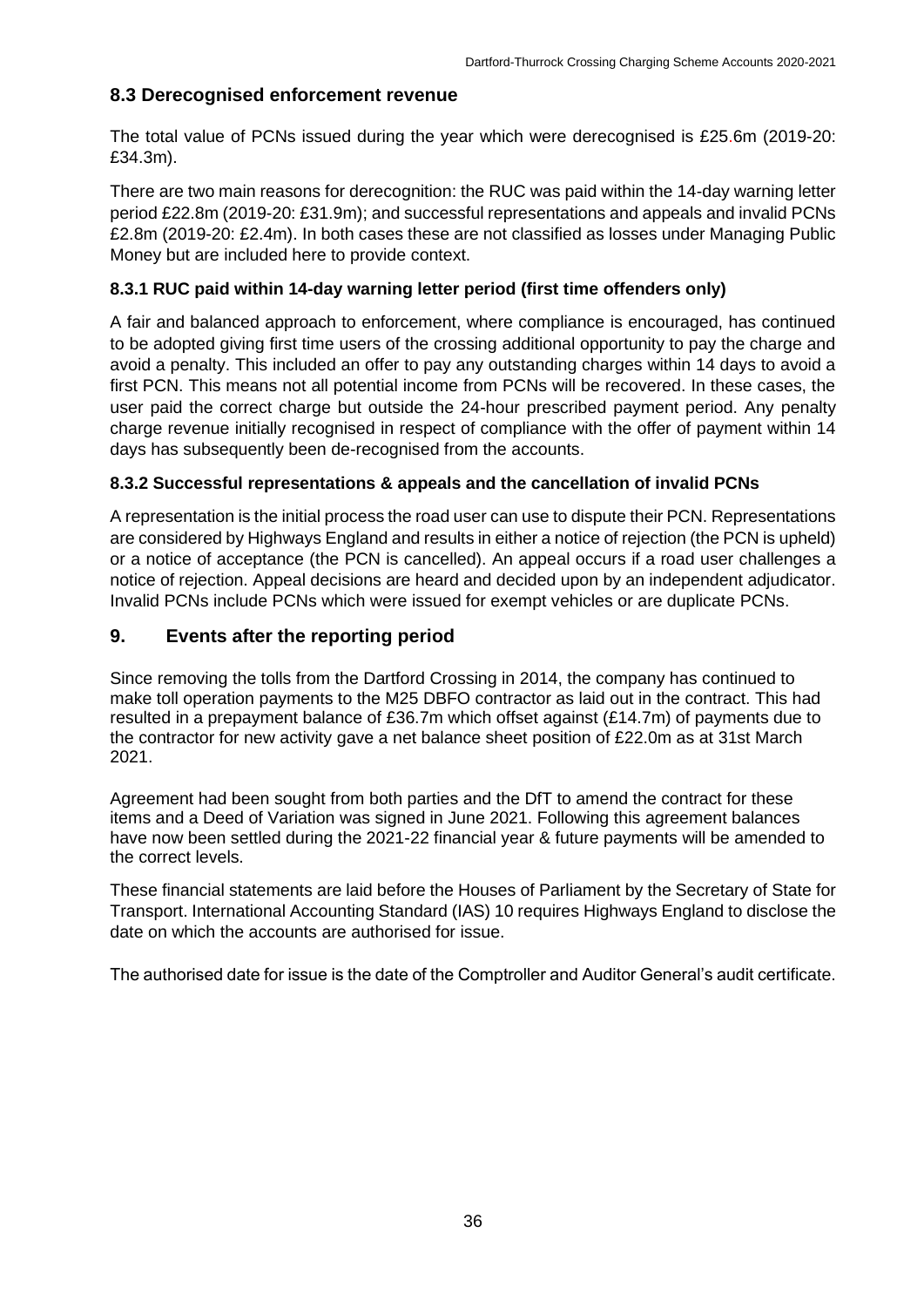## 8.3 Derecognised enforcement revenue

The total value of PCNs issued during the year which were derecognised is £25.6m (2019-20: £34.3m).

There are two main reasons for derecognition: the RUC was paid within the 14-day warning letter period £22.8m (2019-20: £31.9m); and successful representations and appeals and invalid PCNs £2.8m (2019-20: £2.4m). In both cases these are not classified as losses under Managing Public Money but are included here to provide context.

### 8.3.1 RUC paid within 14-day warning letter period (first time offenders only)

A fair and balanced approach to enforcement, where compliance is encouraged, has continued to be adopted giving first time users of the crossing additional opportunity to pay the charge and avoid a penalty. This included an offer to pay any outstanding charges within 14 days to avoid a first PCN. This means not all potential income from PCNs will be recovered. In these cases, the user paid the correct charge but outside the 24-hour prescribed payment period. Any penalty charge revenue initially recognised in respect of compliance with the offer of payment within 14 days has subsequently been de-recognised from the accounts.

### 8.3.2 Successful representations & appeals and the cancellation of invalid PCNs

A representation is the initial process the road user can use to dispute their PCN. Representations are considered by Highways England and results in either a notice of rejection (the PCN is upheld) or a notice of acceptance (the PCN is cancelled). An appeal occurs if a road user challenges a notice of rejection. Appeal decisions are heard and decided upon by an independent adjudicator. Invalid PCNs include PCNs which were issued for exempt vehicles or are duplicate PCNs.

## 9. Events after the reporting period

Since removing the tolls from the Dartford Crossing in 2014, the company has continued to make toll operation payments to the M25 DBFO contractor as laid out in the contract. This had resulted in a prepayment balance of £36.7m which offset against (£14.7m) of payments due to the contractor for new activity gave a net balance sheet position of £22.0m as at 31st March 2021.

Agreement had been sought from both parties and the DfT to amend the contract for these items and a Deed of Variation was signed in June 2021. Following this agreement balances have now been settled during the 2021-22 financial year & future payments will be amended to the correct levels.

These financial statements are laid before the Houses of Parliament by the Secretary of State for Transport. International Accounting Standard (IAS) 10 requires Highways England to disclose the date on which the accounts are authorised for issue.

The authorised date for issue is the date of the Comptroller and Auditor General's audit certificate.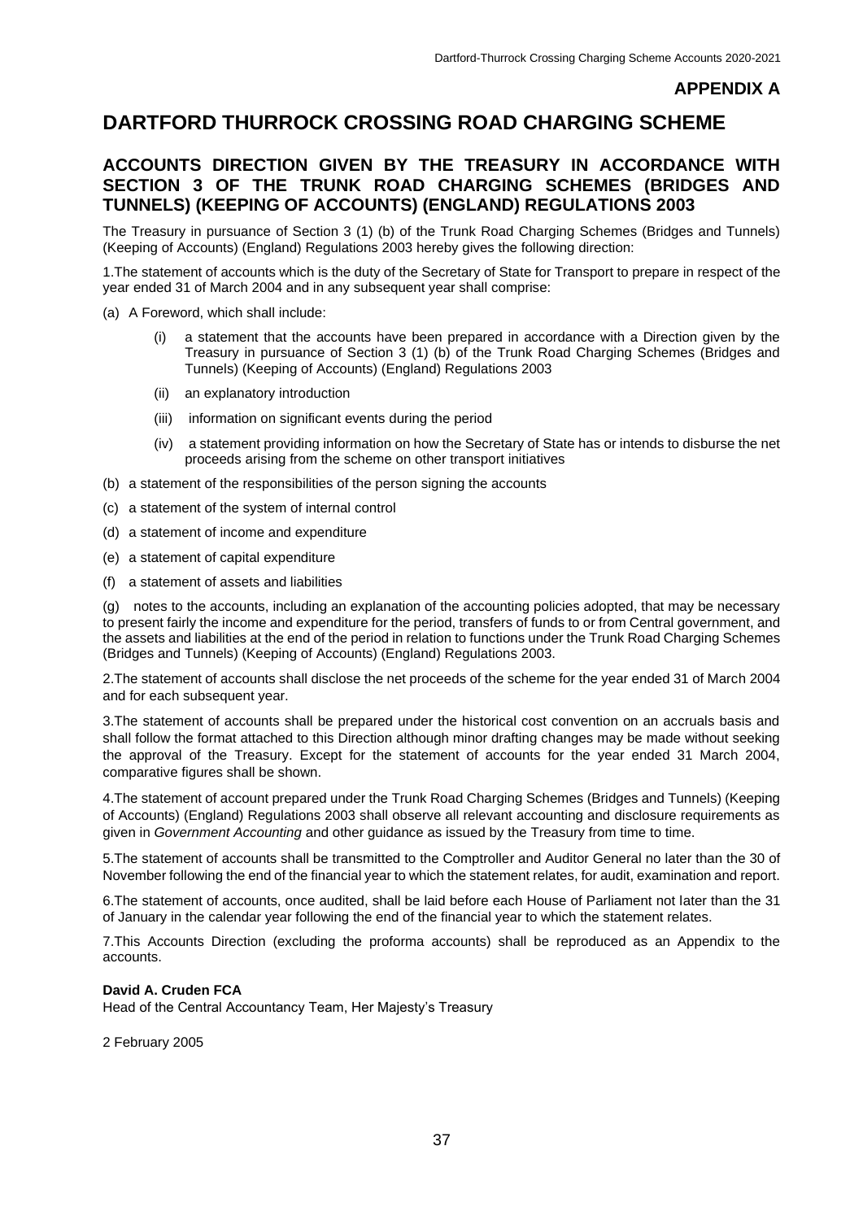**APPENDIX A**

# DARTFORD THURROCK CROSSING ROAD CHARGING SCHEME

## ACCOUNTS DIRECTION GIVEN BY THE TREASURY IN ACCORDANCE WITH SECTION 3 OF THE TRUNK ROAD CHARGING SCHEMES (BRIDGES AND TUNNELS) (KEEPING OF ACCOUNTS) (ENGLAND) REGULATIONS 2003

The Treasury in pursuance of Section 3 (1) (b) of the Trunk Road Charging Schemes (Bridges and Tunnels) (Keeping of Accounts) (England) Regulations 2003 hereby gives the following direction:

1.The statement of accounts which is the duty of the Secretary of State for Transport to prepare in respect of the year ended 31 of March 2004 and in any subsequent year shall comprise:

(a) A Foreword, which shall include:

- (i) a statement that the accounts have been prepared in accordance with a Direction given by the Treasury in pursuance of Section 3 (1) (b) of the Trunk Road Charging Schemes (Bridges and Tunnels) (Keeping of Accounts) (England) Regulations 2003
- (ii) an explanatory introduction
- (iii) information on significant events during the period
- (iv) a statement providing information on how the Secretary of State has or intends to disburse the net proceeds arising from the scheme on other transport initiatives

(b) a statement of the responsibilities of the person signing the accounts

(c) a statement of the system of internal control

(d) a statement of income and expenditure

(e) a statement of capital expenditure

(f) a statement of assets and liabilities

(g) notes to the accounts, including an explanation of the accounting policies adopted, that may be necessary to present fairly the income and expenditure for the period, transfers of funds to or from Central government, and the assets and liabilities at the end of the period in relation to functions under the Trunk Road Charging Schemes (Bridges and Tunnels) (Keeping of Accounts) (England) Regulations 2003.

2.The statement of accounts shall disclose the net proceeds of the scheme for the year ended 31 of March 2004 and for each subsequent year.

3.The statement of accounts shall be prepared under the historical cost convention on an accruals basis and shall follow the format attached to this Direction although minor drafting changes may be made without seeking the approval of the Treasury. Except for the statement of accounts for the year ended 31 March 2004, comparative figures shall be shown.

4.The statement of account prepared under the Trunk Road Charging Schemes (Bridges and Tunnels) (Keeping of Accounts) (England) Regulations 2003 shall observe all relevant accounting and disclosure requirements as given in *Government Accounting* and other guidance as issued by the Treasury from time to time.

5.The statement of accounts shall be transmitted to the Comptroller and Auditor General no later than the 30 of November following the end of the financial year to which the statement relates, for audit, examination and report.

6.The statement of accounts, once audited, shall be laid before each House of Parliament not later than the 31 of January in the calendar year following the end of the financial year to which the statement relates.

7.This Accounts Direction (excluding the proforma accounts) shall be reproduced as an Appendix to the accounts.

**David A. Cruden FCA**
Head of the Central Accountancy Team, Her Majesty's Treasury

2 February 2005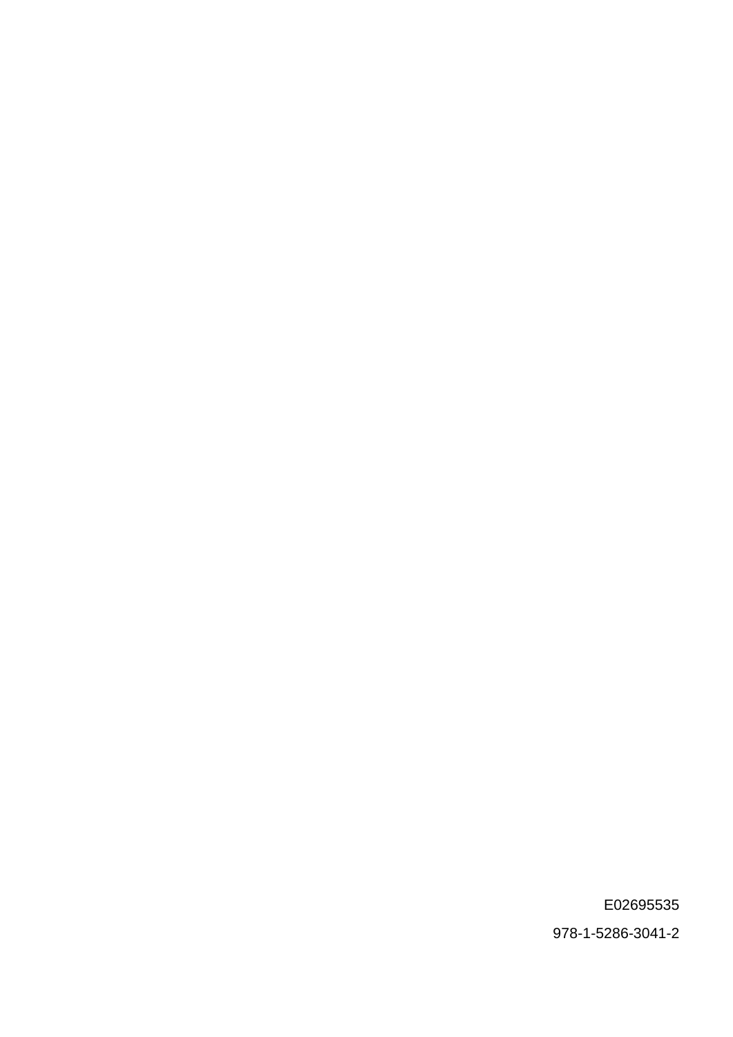E02695535

978-1-5286-3041-2